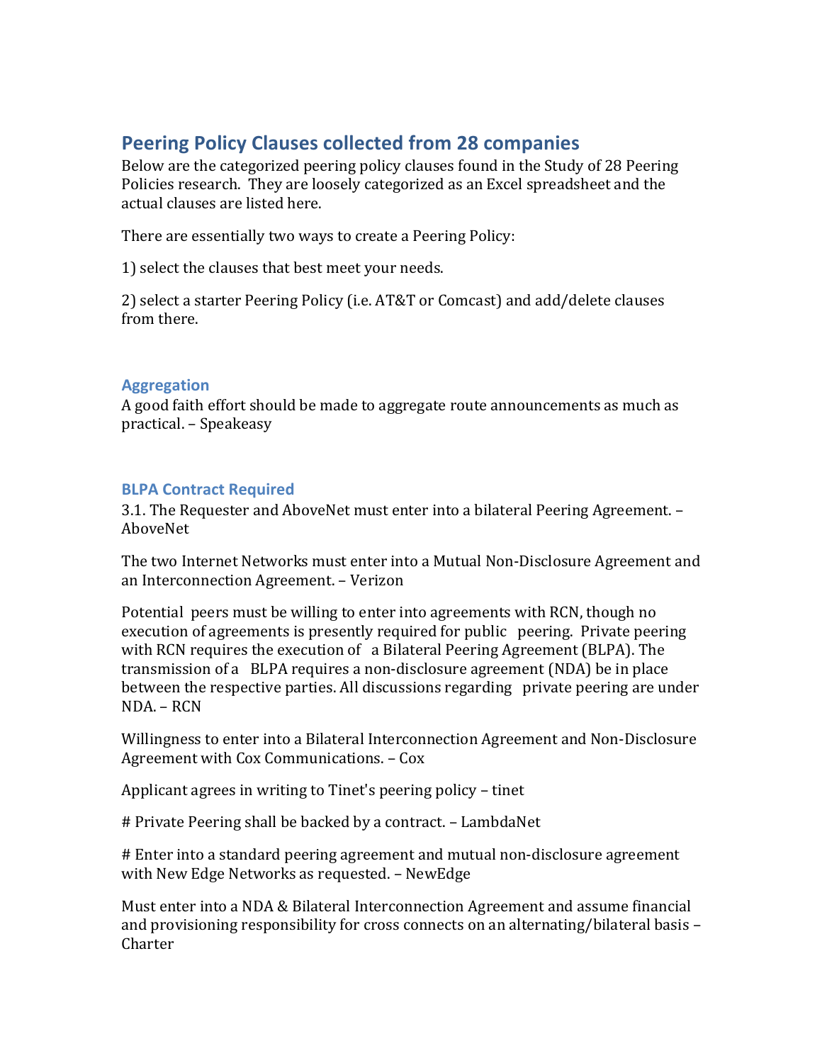# Peering Policy Clauses collected from 28 companies

Below are the categorized peering policy clauses found in the Study of 28 Peering Policies research. They are loosely categorized as an Excel spreadsheet and the actual clauses are listed here.

There are essentially two ways to create a Peering Policy:

1) select the clauses that best meet your needs.

2) select a starter Peering Policy (i.e. AT&T or Comcast) and add/delete clauses from there.

## Aggregation

A good faith effort should be made to aggregate route announcements as much as practical. – Speakeasy

## BLPA Contract Required

3.1. The Requester and AboveNet must enter into a bilateral Peering Agreement. – AboveNet

The two Internet Networks must enter into a Mutual Non-Disclosure Agreement and an Interconnection Agreement. – Verizon

Potential peers must be willing to enter into agreements with RCN, though no execution of agreements is presently required for public peering. Private peering with RCN requires the execution of a Bilateral Peering Agreement (BLPA). The transmission of a BLPA requires a non-disclosure agreement (NDA) be in place between the respective parties. All discussions regarding private peering are under NDA. – RCN

Willingness to enter into a Bilateral Interconnection Agreement and Non-Disclosure Agreement with Cox Communications. – Cox

Applicant agrees in writing to Tinet's peering policy – tinet

# Private Peering shall be backed by a contract. – LambdaNet

# Enter into a standard peering agreement and mutual non-disclosure agreement with New Edge Networks as requested. – NewEdge

Must enter into a NDA & Bilateral Interconnection Agreement and assume financial and provisioning responsibility for cross connects on an alternating/bilateral basis – Charter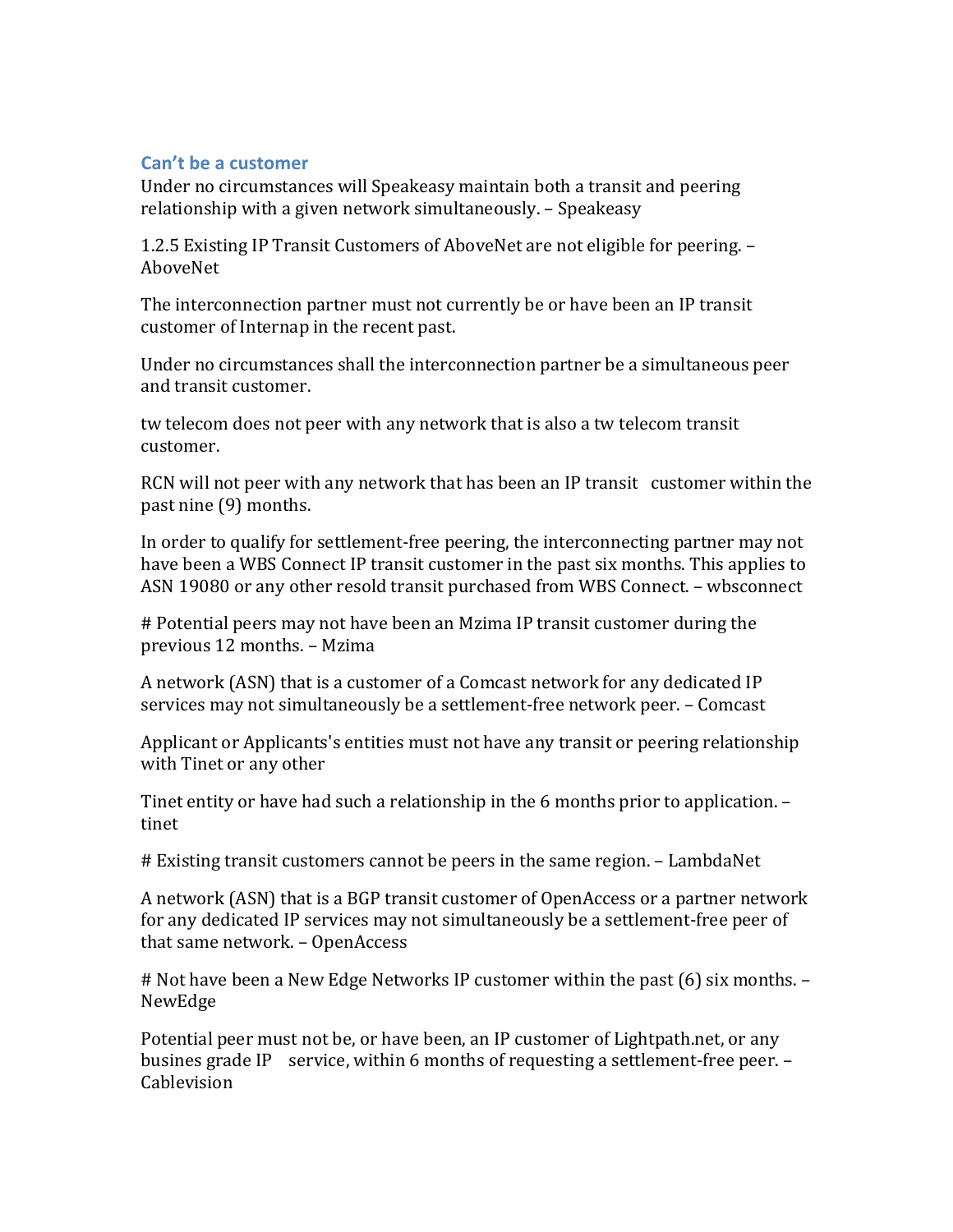### Can't be a customer

Under no circumstances will Speakeasy maintain both a transit and peering relationship with a given network simultaneously. – Speakeasy

1.2.5 Existing IP Transit Customers of AboveNet are not eligible for peering. – AboveNet

The interconnection partner must not currently be or have been an IP transit customer of Internap in the recent past.

Under no circumstances shall the interconnection partner be a simultaneous peer and transit customer.

tw telecom does not peer with any network that is also a tw telecom transit customer.

RCN will not peer with any network that has been an IP transit customer within the past nine (9) months.

In order to qualify for settlement-free peering, the interconnecting partner may not have been a WBS Connect IP transit customer in the past six months. This applies to ASN 19080 or any other resold transit purchased from WBS Connect. – wbsconnect

# Potential peers may not have been an Mzima IP transit customer during the previous 12 months. – Mzima

A network (ASN) that is a customer of a Comcast network for any dedicated IP services may not simultaneously be a settlement-free network peer. – Comcast

Applicant or Applicants's entities must not have any transit or peering relationship with Tinet or any other

Tinet entity or have had such a relationship in the 6 months prior to application. – tinet

# Existing transit customers cannot be peers in the same region. – LambdaNet

A network (ASN) that is a BGP transit customer of OpenAccess or a partner network for any dedicated IP services may not simultaneously be a settlement-free peer of that same network. – OpenAccess

# Not have been a New Edge Networks IP customer within the past (6) six months. – NewEdge

Potential peer must not be, or have been, an IP customer of Lightpath.net, or any busines grade IP service, within 6 months of requesting a settlement-free peer. – Cablevision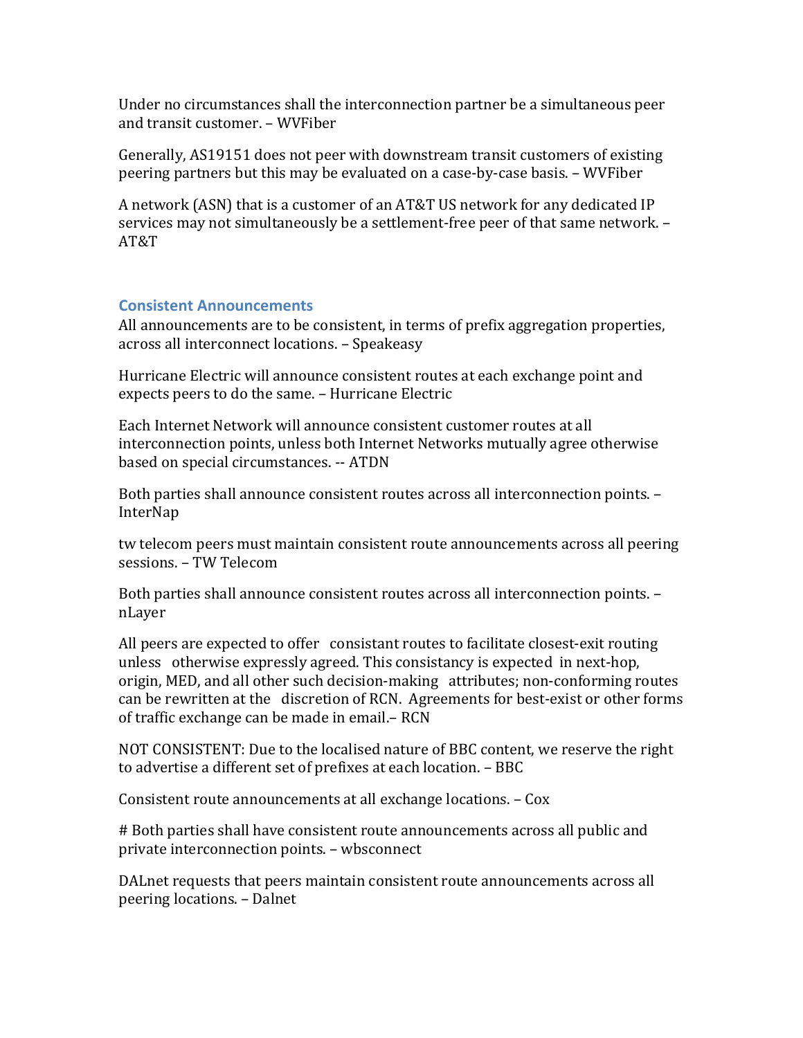Under no circumstances shall the interconnection partner be a simultaneous peer and transit customer. – WVFiber

Generally, AS19151 does not peer with downstream transit customers of existing peering partners but this may be evaluated on a case-by-case basis. – WVFiber

A network (ASN) that is a customer of an AT&T US network for any dedicated IP services may not simultaneously be a settlement-free peer of that same network. – AT&T

## Consistent Announcements

All announcements are to be consistent, in terms of prefix aggregation properties, across all interconnect locations. – Speakeasy

Hurricane Electric will announce consistent routes at each exchange point and expects peers to do the same. – Hurricane Electric

Each Internet Network will announce consistent customer routes at all interconnection points, unless both Internet Networks mutually agree otherwise based on special circumstances. -- ATDN

Both parties shall announce consistent routes across all interconnection points. – InterNap

tw telecom peers must maintain consistent route announcements across all peering sessions. – TW Telecom

Both parties shall announce consistent routes across all interconnection points. – nLayer

All peers are expected to offer consistant routes to facilitate closest-exit routing unless otherwise expressly agreed. This consistancy is expected in next-hop, origin, MED, and all other such decision-making attributes; non-conforming routes can be rewritten at the discretion of RCN. Agreements for best-exist or other forms of traffic exchange can be made in email.– RCN

NOT CONSISTENT: Due to the localised nature of BBC content, we reserve the right to advertise a different set of prefixes at each location. – BBC

Consistent route announcements at all exchange locations. – Cox

# Both parties shall have consistent route announcements across all public and private interconnection points. – wbsconnect

DALnet requests that peers maintain consistent route announcements across all peering locations. – Dalnet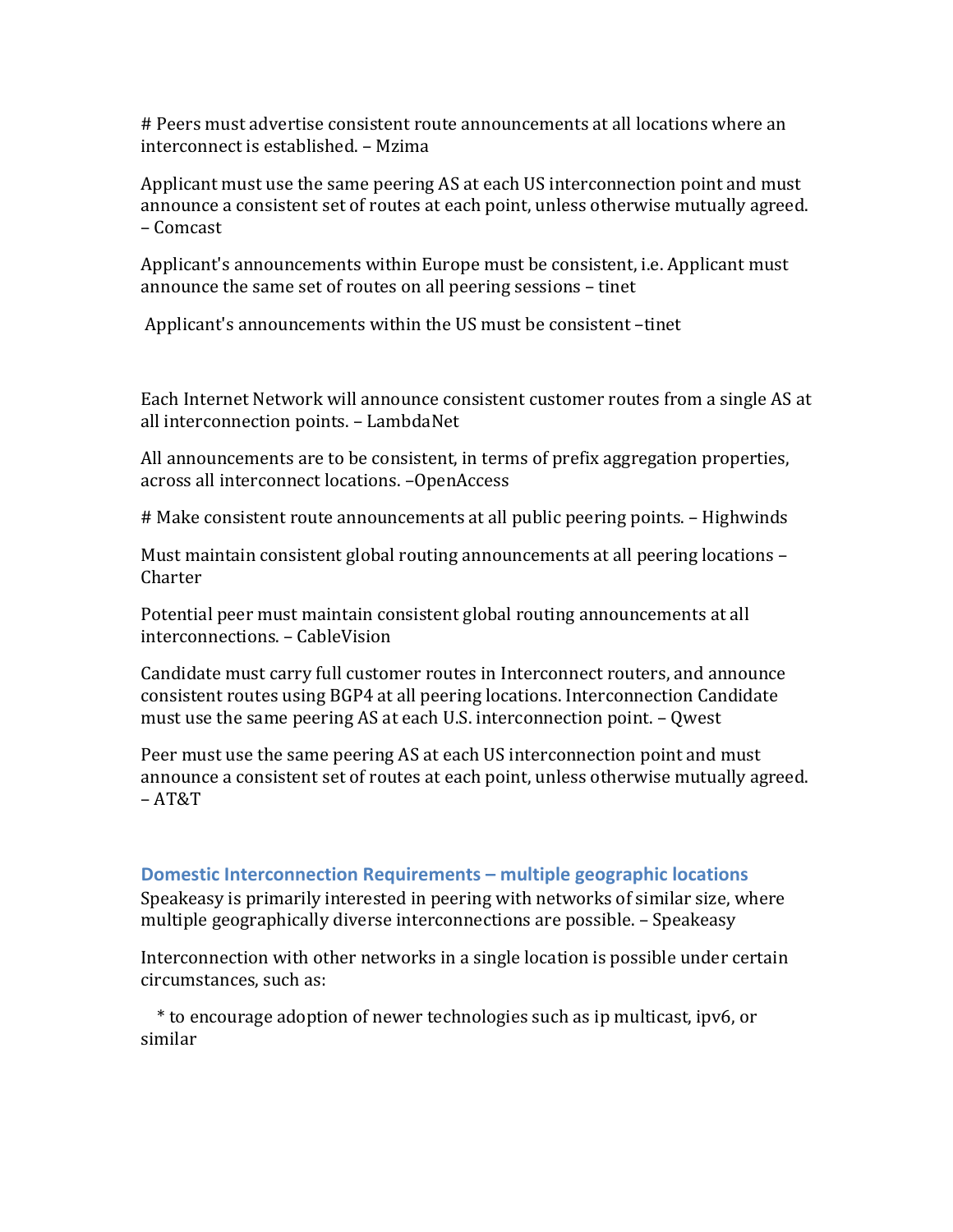# Peers must advertise consistent route announcements at all locations where an interconnect is established. – Mzima

Applicant must use the same peering AS at each US interconnection point and must announce a consistent set of routes at each point, unless otherwise mutually agreed. – Comcast

Applicant's announcements within Europe must be consistent, i.e. Applicant must announce the same set of routes on all peering sessions – tinet

Applicant's announcements within the US must be consistent –tinet

Each Internet Network will announce consistent customer routes from a single AS at all interconnection points. – LambdaNet

All announcements are to be consistent, in terms of prefix aggregation properties, across all interconnect locations. –OpenAccess

# Make consistent route announcements at all public peering points. – Highwinds

Must maintain consistent global routing announcements at all peering locations – Charter

Potential peer must maintain consistent global routing announcements at all interconnections. – CableVision

Candidate must carry full customer routes in Interconnect routers, and announce consistent routes using BGP4 at all peering locations. Interconnection Candidate must use the same peering AS at each U.S. interconnection point. – Qwest

Peer must use the same peering AS at each US interconnection point and must announce a consistent set of routes at each point, unless otherwise mutually agreed. – AT&T

## Domestic Interconnection Requirements – multiple geographic locations

Speakeasy is primarily interested in peering with networks of similar size, where multiple geographically diverse interconnections are possible. – Speakeasy

Interconnection with other networks in a single location is possible under certain circumstances, such as:

* to encourage adoption of newer technologies such as ip multicast, ipv6, or similar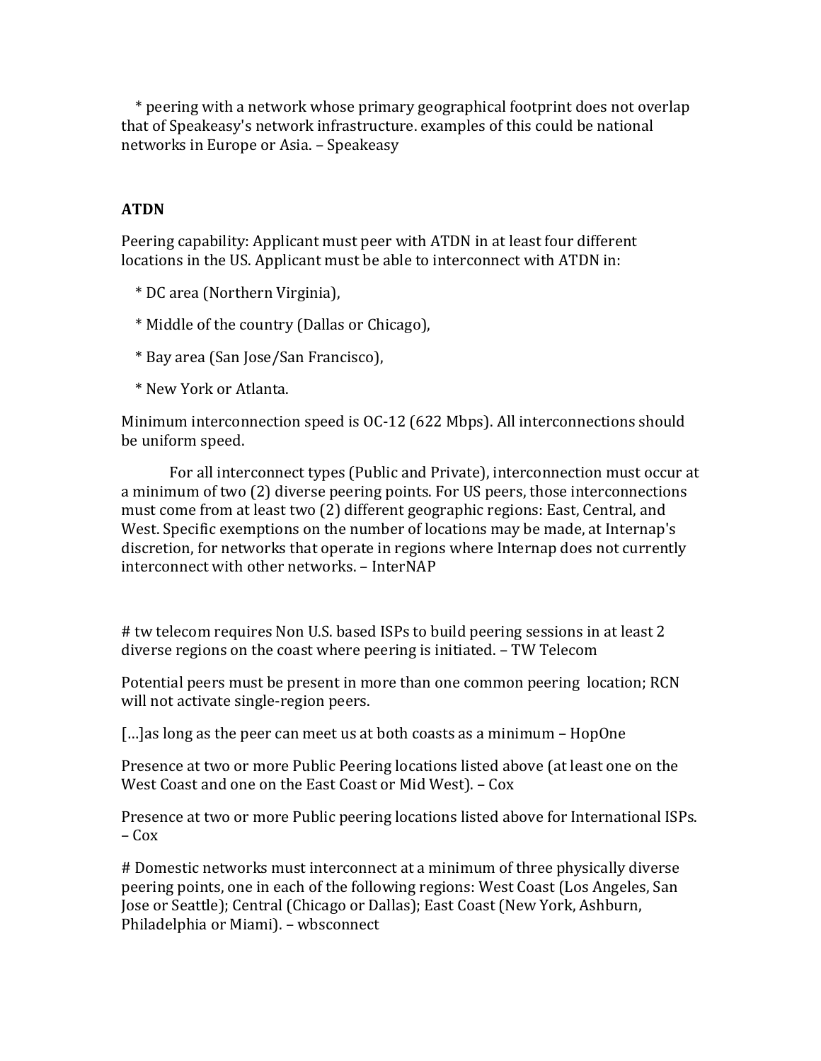* peering with a network whose primary geographical footprint does not overlap that of Speakeasy's network infrastructure. examples of this could be national networks in Europe or Asia. – Speakeasy

**ATDN**

Peering capability: Applicant must peer with ATDN in at least four different locations in the US. Applicant must be able to interconnect with ATDN in:

* DC area (Northern Virginia),

* Middle of the country (Dallas or Chicago),

* Bay area (San Jose/San Francisco),

* New York or Atlanta.

Minimum interconnection speed is OC-12 (622 Mbps). All interconnections should be uniform speed.

For all interconnect types (Public and Private), interconnection must occur at a minimum of two (2) diverse peering points. For US peers, those interconnections must come from at least two (2) different geographic regions: East, Central, and West. Specific exemptions on the number of locations may be made, at Internap's discretion, for networks that operate in regions where Internap does not currently interconnect with other networks. – InterNAP

# tw telecom requires Non U.S. based ISPs to build peering sessions in at least 2 diverse regions on the coast where peering is initiated. – TW Telecom

Potential peers must be present in more than one common peering location; RCN will not activate single-region peers.

[…]as long as the peer can meet us at both coasts as a minimum – HopOne

Presence at two or more Public Peering locations listed above (at least one on the West Coast and one on the East Coast or Mid West). – Cox

Presence at two or more Public peering locations listed above for International ISPs. – Cox

# Domestic networks must interconnect at a minimum of three physically diverse peering points, one in each of the following regions: West Coast (Los Angeles, San Jose or Seattle); Central (Chicago or Dallas); East Coast (New York, Ashburn, Philadelphia or Miami). – wbsconnect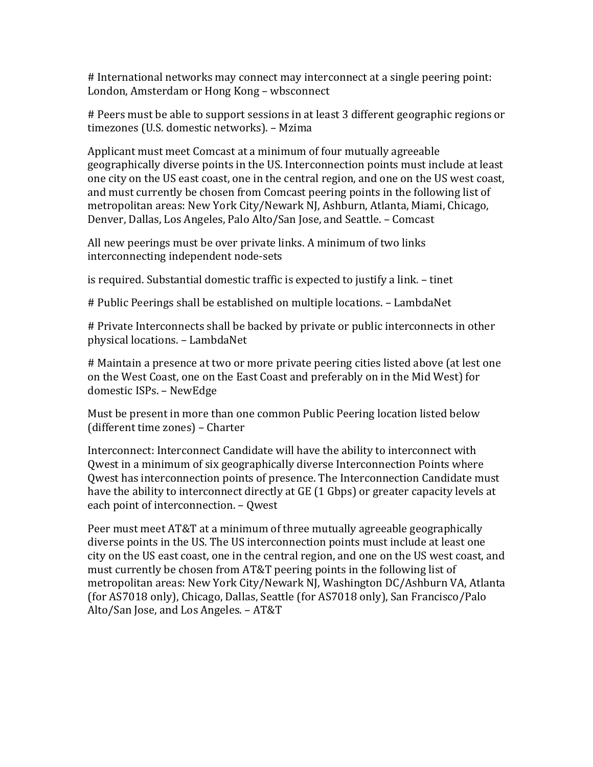# International networks may connect may interconnect at a single peering point: London, Amsterdam or Hong Kong – wbsconnect

# Peers must be able to support sessions in at least 3 different geographic regions or timezones (U.S. domestic networks). – Mzima

Applicant must meet Comcast at a minimum of four mutually agreeable geographically diverse points in the US. Interconnection points must include at least one city on the US east coast, one in the central region, and one on the US west coast, and must currently be chosen from Comcast peering points in the following list of metropolitan areas: New York City/Newark NJ, Ashburn, Atlanta, Miami, Chicago, Denver, Dallas, Los Angeles, Palo Alto/San Jose, and Seattle. – Comcast

All new peerings must be over private links. A minimum of two links interconnecting independent node-sets

is required. Substantial domestic traffic is expected to justify a link. – tinet

# Public Peerings shall be established on multiple locations. – LambdaNet

# Private Interconnects shall be backed by private or public interconnects in other physical locations. – LambdaNet

# Maintain a presence at two or more private peering cities listed above (at lest one on the West Coast, one on the East Coast and preferably on in the Mid West) for domestic ISPs. – NewEdge

Must be present in more than one common Public Peering location listed below (different time zones) – Charter

Interconnect: Interconnect Candidate will have the ability to interconnect with Qwest in a minimum of six geographically diverse Interconnection Points where Qwest has interconnection points of presence. The Interconnection Candidate must have the ability to interconnect directly at GE (1 Gbps) or greater capacity levels at each point of interconnection. – Qwest

Peer must meet AT&T at a minimum of three mutually agreeable geographically diverse points in the US. The US interconnection points must include at least one city on the US east coast, one in the central region, and one on the US west coast, and must currently be chosen from AT&T peering points in the following list of metropolitan areas: New York City/Newark NJ, Washington DC/Ashburn VA, Atlanta (for AS7018 only), Chicago, Dallas, Seattle (for AS7018 only), San Francisco/Palo Alto/San Jose, and Los Angeles. – AT&T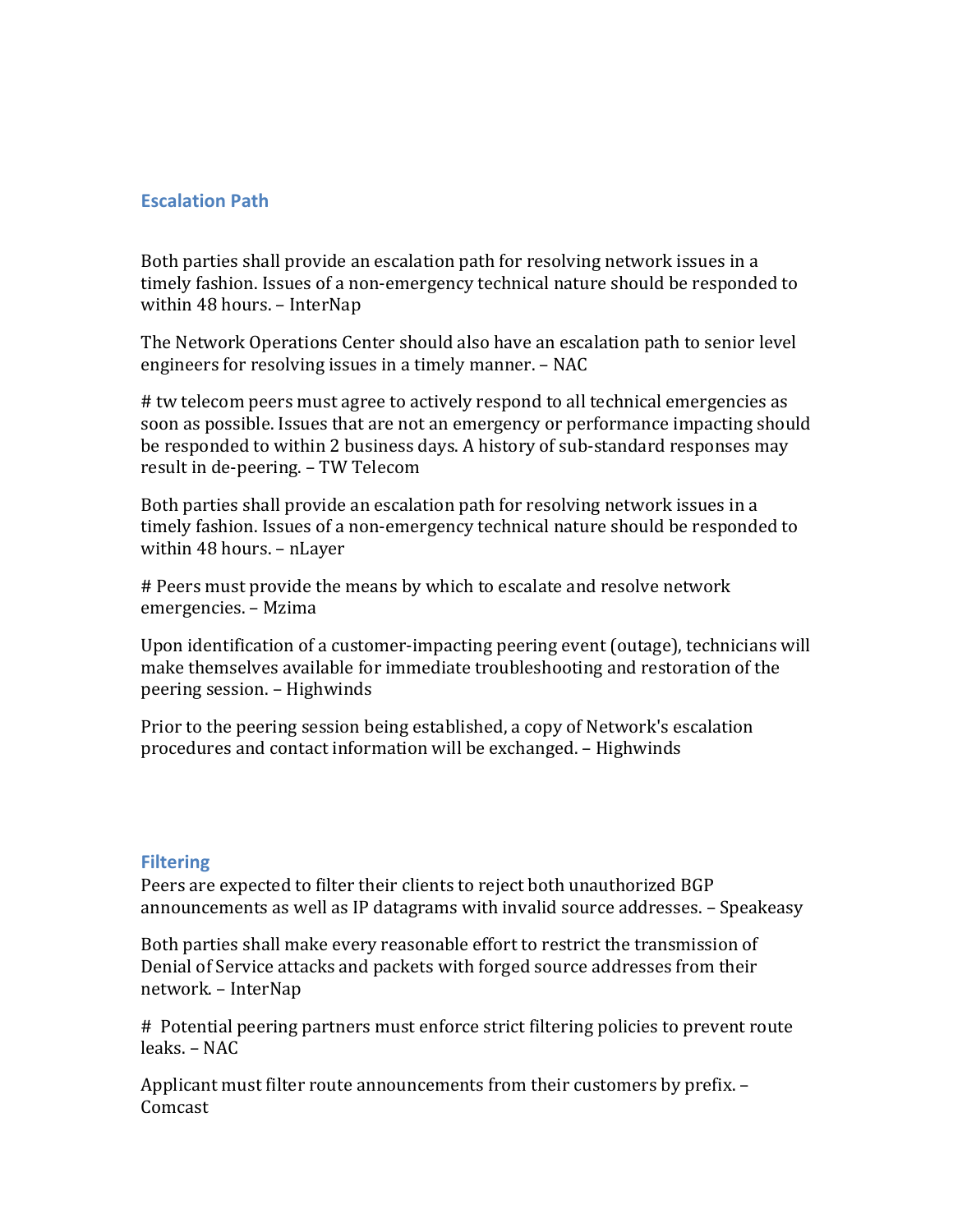## Escalation Path

Both parties shall provide an escalation path for resolving network issues in a timely fashion. Issues of a non-emergency technical nature should be responded to within 48 hours. – InterNap

The Network Operations Center should also have an escalation path to senior level engineers for resolving issues in a timely manner. – NAC

# tw telecom peers must agree to actively respond to all technical emergencies as soon as possible. Issues that are not an emergency or performance impacting should be responded to within 2 business days. A history of sub-standard responses may result in de-peering. – TW Telecom

Both parties shall provide an escalation path for resolving network issues in a timely fashion. Issues of a non-emergency technical nature should be responded to within 48 hours. – nLayer

# Peers must provide the means by which to escalate and resolve network emergencies. – Mzima

Upon identification of a customer-impacting peering event (outage), technicians will make themselves available for immediate troubleshooting and restoration of the peering session. – Highwinds

Prior to the peering session being established, a copy of Network's escalation procedures and contact information will be exchanged. – Highwinds

## Filtering

Peers are expected to filter their clients to reject both unauthorized BGP announcements as well as IP datagrams with invalid source addresses. – Speakeasy

Both parties shall make every reasonable effort to restrict the transmission of Denial of Service attacks and packets with forged source addresses from their network. – InterNap

# Potential peering partners must enforce strict filtering policies to prevent route leaks. – NAC

Applicant must filter route announcements from their customers by prefix. – Comcast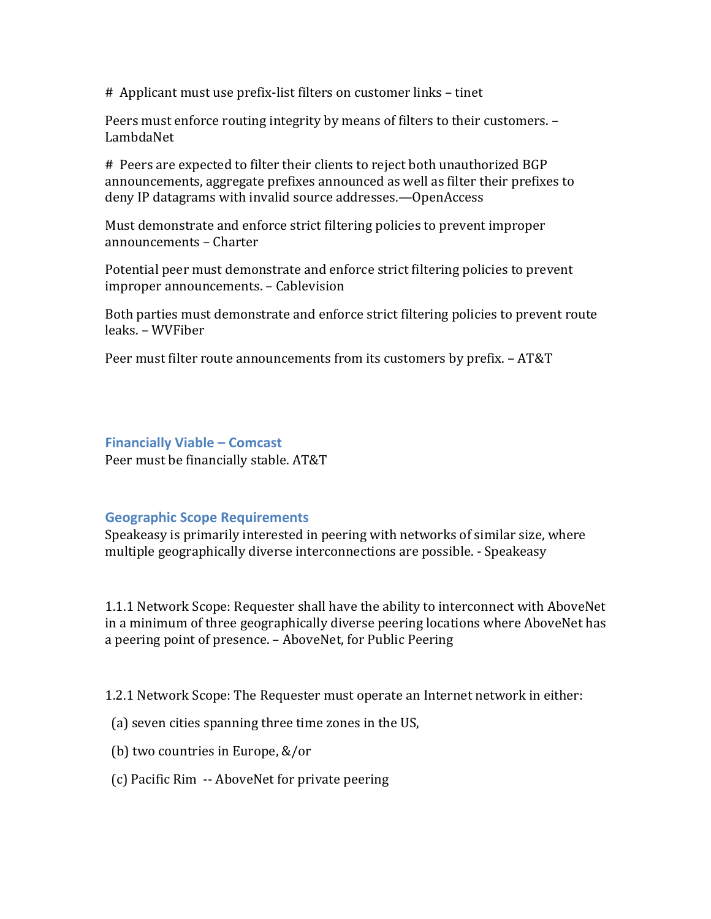# Applicant must use prefix-list filters on customer links – tinet

Peers must enforce routing integrity by means of filters to their customers. – LambdaNet

# Peers are expected to filter their clients to reject both unauthorized BGP announcements, aggregate prefixes announced as well as filter their prefixes to deny IP datagrams with invalid source addresses.—OpenAccess

Must demonstrate and enforce strict filtering policies to prevent improper announcements – Charter

Potential peer must demonstrate and enforce strict filtering policies to prevent improper announcements. – Cablevision

Both parties must demonstrate and enforce strict filtering policies to prevent route leaks. – WVFiber

Peer must filter route announcements from its customers by prefix. – AT&T

### Financially Viable – Comcast

Peer must be financially stable. AT&T

### Geographic Scope Requirements

Speakeasy is primarily interested in peering with networks of similar size, where multiple geographically diverse interconnections are possible. - Speakeasy

1.1.1 Network Scope: Requester shall have the ability to interconnect with AboveNet in a minimum of three geographically diverse peering locations where AboveNet has a peering point of presence. – AboveNet, for Public Peering

1.2.1 Network Scope: The Requester must operate an Internet network in either:

(a) seven cities spanning three time zones in the US,

(b) two countries in Europe, &/or

(c) Pacific Rim -- AboveNet for private peering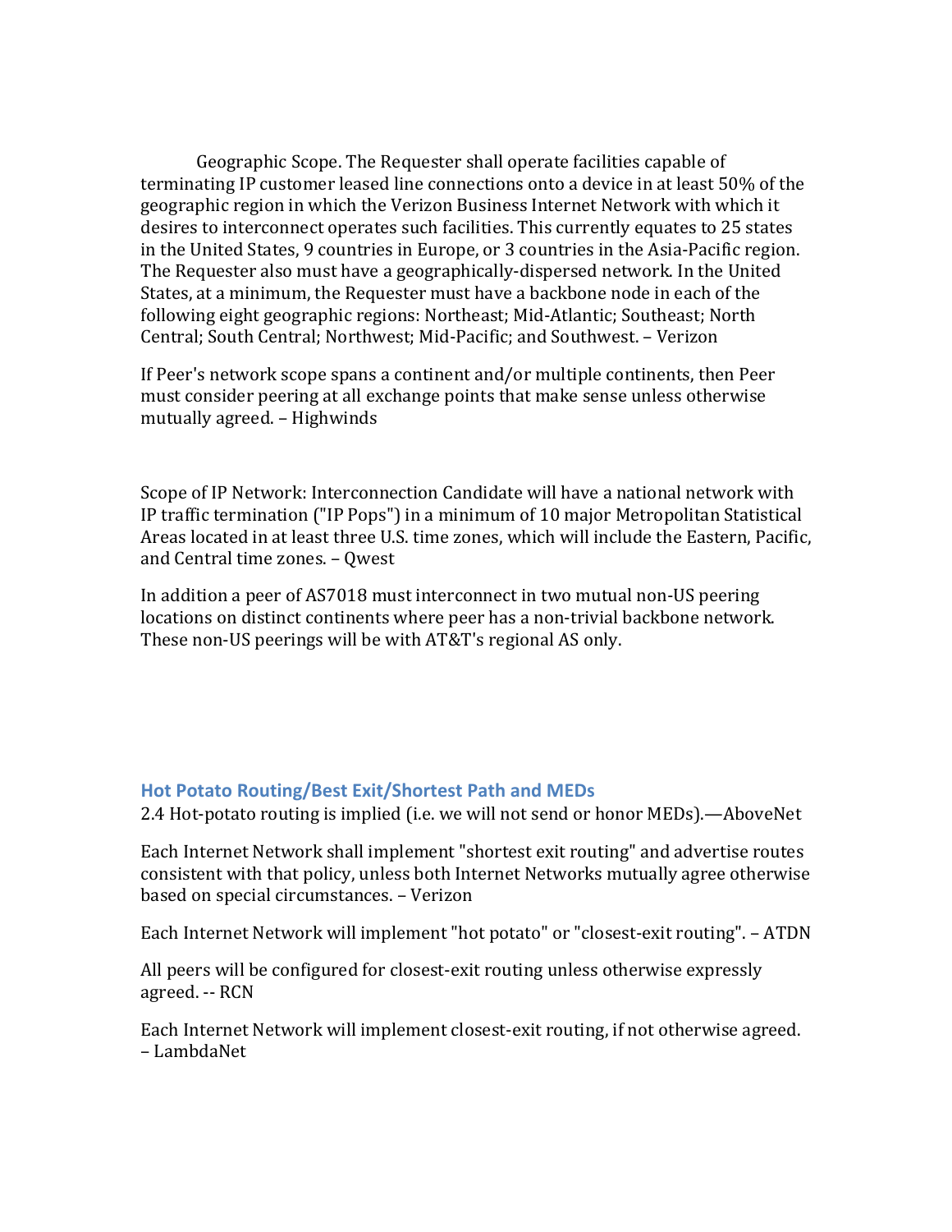Geographic Scope. The Requester shall operate facilities capable of terminating IP customer leased line connections onto a device in at least 50% of the geographic region in which the Verizon Business Internet Network with which it desires to interconnect operates such facilities. This currently equates to 25 states in the United States, 9 countries in Europe, or 3 countries in the Asia-Pacific region. The Requester also must have a geographically-dispersed network. In the United States, at a minimum, the Requester must have a backbone node in each of the following eight geographic regions: Northeast; Mid-Atlantic; Southeast; North Central; South Central; Northwest; Mid-Pacific; and Southwest. – Verizon

If Peer's network scope spans a continent and/or multiple continents, then Peer must consider peering at all exchange points that make sense unless otherwise mutually agreed. – Highwinds

Scope of IP Network: Interconnection Candidate will have a national network with IP traffic termination ("IP Pops") in a minimum of 10 major Metropolitan Statistical Areas located in at least three U.S. time zones, which will include the Eastern, Pacific, and Central time zones. – Qwest

In addition a peer of AS7018 must interconnect in two mutual non-US peering locations on distinct continents where peer has a non-trivial backbone network. These non-US peerings will be with AT&T's regional AS only.

### Hot Potato Routing/Best Exit/Shortest Path and MEDs

2.4 Hot-potato routing is implied (i.e. we will not send or honor MEDs).—AboveNet

Each Internet Network shall implement "shortest exit routing" and advertise routes consistent with that policy, unless both Internet Networks mutually agree otherwise based on special circumstances. – Verizon

Each Internet Network will implement "hot potato" or "closest-exit routing". – ATDN

All peers will be configured for closest-exit routing unless otherwise expressly agreed. -- RCN

Each Internet Network will implement closest-exit routing, if not otherwise agreed. – LambdaNet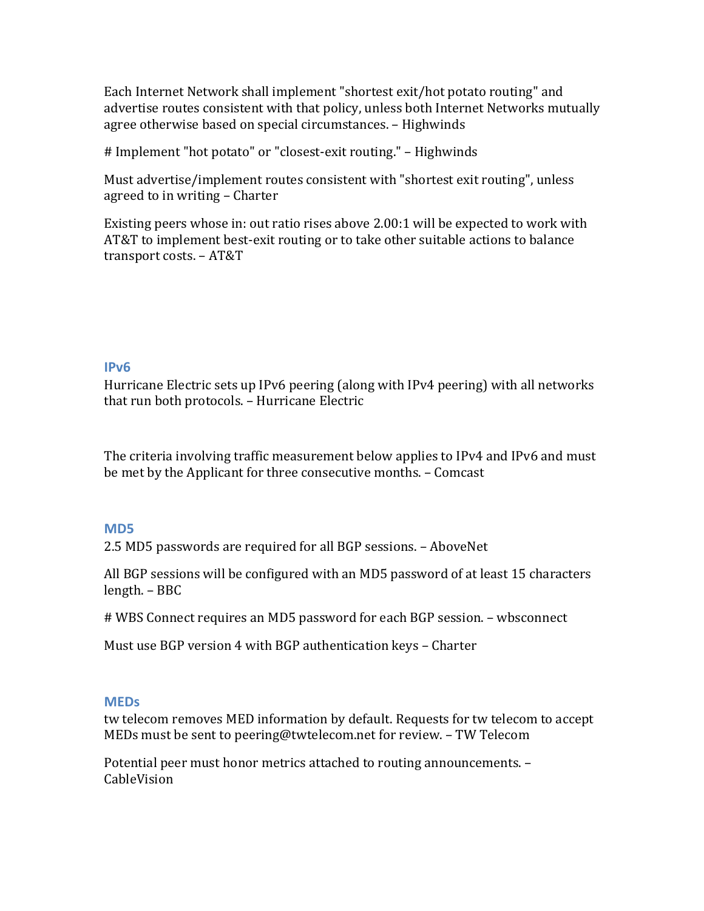Each Internet Network shall implement "shortest exit/hot potato routing" and advertise routes consistent with that policy, unless both Internet Networks mutually agree otherwise based on special circumstances. – Highwinds

# Implement "hot potato" or "closest-exit routing." – Highwinds

Must advertise/implement routes consistent with "shortest exit routing", unless agreed to in writing – Charter

Existing peers whose in: out ratio rises above 2.00:1 will be expected to work with AT&T to implement best-exit routing or to take other suitable actions to balance transport costs. – AT&T

### IPv6

Hurricane Electric sets up IPv6 peering (along with IPv4 peering) with all networks that run both protocols. – Hurricane Electric

The criteria involving traffic measurement below applies to IPv4 and IPv6 and must be met by the Applicant for three consecutive months. – Comcast

### MD5

2.5 MD5 passwords are required for all BGP sessions. – AboveNet

All BGP sessions will be configured with an MD5 password of at least 15 characters length. – BBC

# WBS Connect requires an MD5 password for each BGP session. – wbsconnect

Must use BGP version 4 with BGP authentication keys – Charter

### MEDs

tw telecom removes MED information by default. Requests for tw telecom to accept MEDs must be sent to peering@twtelecom.net for review. – TW Telecom

Potential peer must honor metrics attached to routing announcements. – CableVision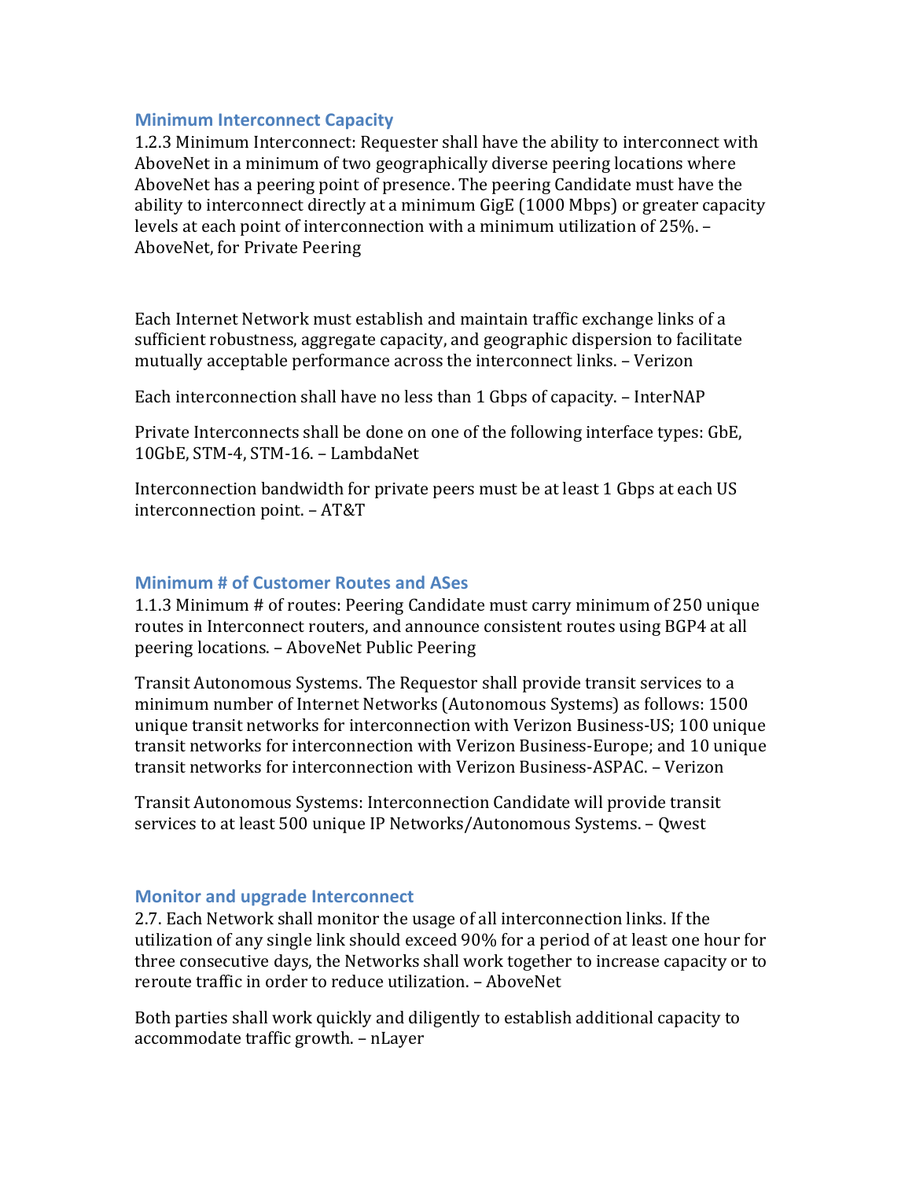### Minimum Interconnect Capacity

1.2.3 Minimum Interconnect: Requester shall have the ability to interconnect with AboveNet in a minimum of two geographically diverse peering locations where AboveNet has a peering point of presence. The peering Candidate must have the ability to interconnect directly at a minimum GigE (1000 Mbps) or greater capacity levels at each point of interconnection with a minimum utilization of 25%. – AboveNet, for Private Peering

Each Internet Network must establish and maintain traffic exchange links of a sufficient robustness, aggregate capacity, and geographic dispersion to facilitate mutually acceptable performance across the interconnect links. – Verizon

Each interconnection shall have no less than 1 Gbps of capacity. – InterNAP

Private Interconnects shall be done on one of the following interface types: GbE, 10GbE, STM-4, STM-16. – LambdaNet

Interconnection bandwidth for private peers must be at least 1 Gbps at each US interconnection point. – AT&T

### Minimum # of Customer Routes and ASes

1.1.3 Minimum # of routes: Peering Candidate must carry minimum of 250 unique routes in Interconnect routers, and announce consistent routes using BGP4 at all peering locations. – AboveNet Public Peering

Transit Autonomous Systems. The Requestor shall provide transit services to a minimum number of Internet Networks (Autonomous Systems) as follows: 1500 unique transit networks for interconnection with Verizon Business-US; 100 unique transit networks for interconnection with Verizon Business-Europe; and 10 unique transit networks for interconnection with Verizon Business-ASPAC. – Verizon

Transit Autonomous Systems: Interconnection Candidate will provide transit services to at least 500 unique IP Networks/Autonomous Systems. – Qwest

### Monitor and upgrade Interconnect

2.7. Each Network shall monitor the usage of all interconnection links. If the utilization of any single link should exceed 90% for a period of at least one hour for three consecutive days, the Networks shall work together to increase capacity or to reroute traffic in order to reduce utilization. – AboveNet

Both parties shall work quickly and diligently to establish additional capacity to accommodate traffic growth. – nLayer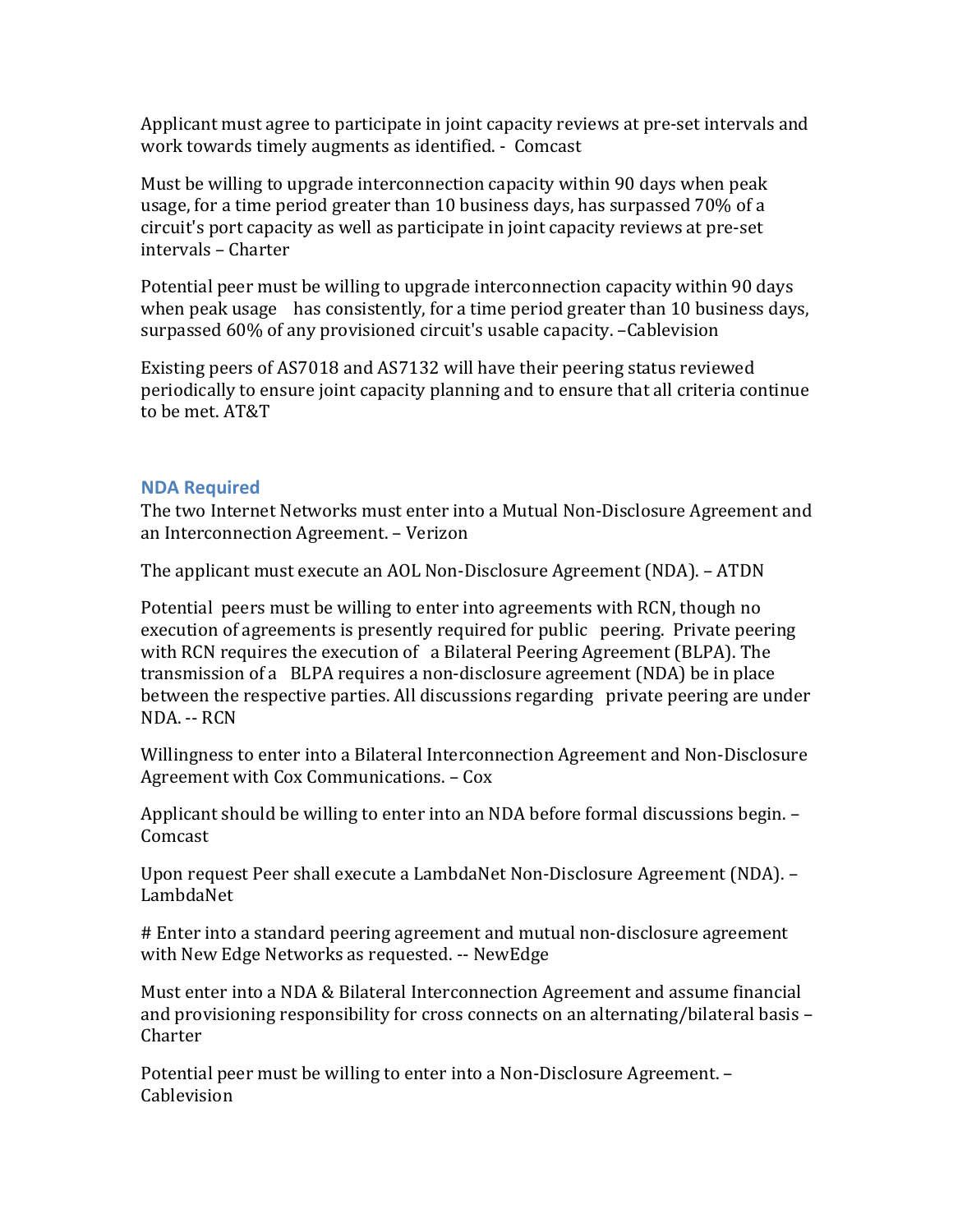Applicant must agree to participate in joint capacity reviews at pre-set intervals and work towards timely augments as identified. - Comcast

Must be willing to upgrade interconnection capacity within 90 days when peak usage, for a time period greater than 10 business days, has surpassed 70% of a circuit's port capacity as well as participate in joint capacity reviews at pre-set intervals – Charter

Potential peer must be willing to upgrade interconnection capacity within 90 days when peak usage has consistently, for a time period greater than 10 business days, surpassed 60% of any provisioned circuit's usable capacity. –Cablevision

Existing peers of AS7018 and AS7132 will have their peering status reviewed periodically to ensure joint capacity planning and to ensure that all criteria continue to be met. AT&T

### NDA Required

The two Internet Networks must enter into a Mutual Non-Disclosure Agreement and an Interconnection Agreement. – Verizon

The applicant must execute an AOL Non-Disclosure Agreement (NDA). – ATDN

Potential peers must be willing to enter into agreements with RCN, though no execution of agreements is presently required for public peering. Private peering with RCN requires the execution of a Bilateral Peering Agreement (BLPA). The transmission of a BLPA requires a non-disclosure agreement (NDA) be in place between the respective parties. All discussions regarding private peering are under NDA. -- RCN

Willingness to enter into a Bilateral Interconnection Agreement and Non-Disclosure Agreement with Cox Communications. – Cox

Applicant should be willing to enter into an NDA before formal discussions begin. – Comcast

Upon request Peer shall execute a LambdaNet Non-Disclosure Agreement (NDA). – LambdaNet

# Enter into a standard peering agreement and mutual non-disclosure agreement with New Edge Networks as requested. -- NewEdge

Must enter into a NDA & Bilateral Interconnection Agreement and assume financial and provisioning responsibility for cross connects on an alternating/bilateral basis – Charter

Potential peer must be willing to enter into a Non-Disclosure Agreement. – Cablevision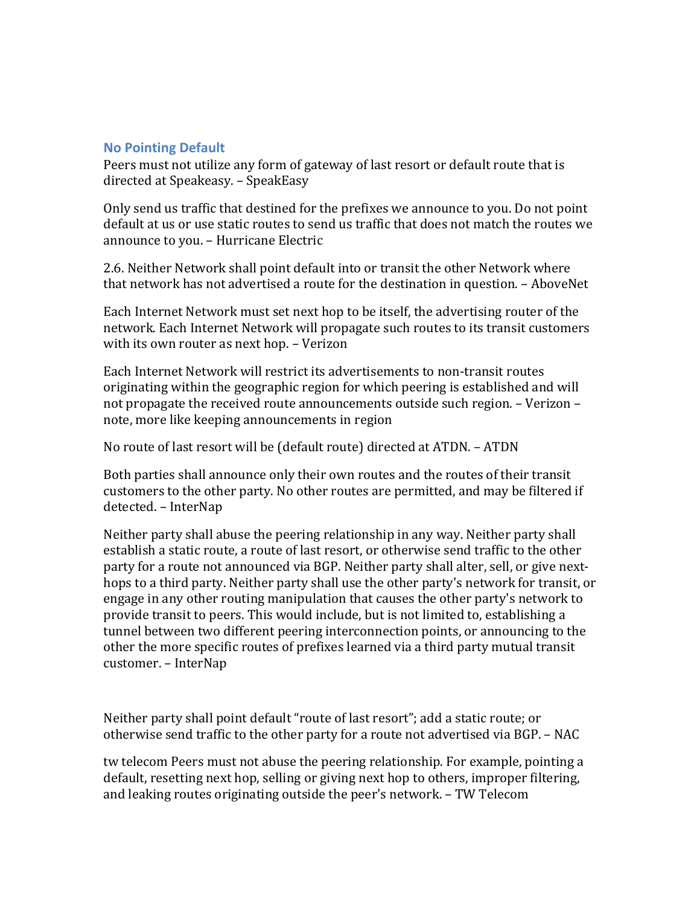### No Pointing Default

Peers must not utilize any form of gateway of last resort or default route that is directed at Speakeasy. – SpeakEasy

Only send us traffic that destined for the prefixes we announce to you. Do not point default at us or use static routes to send us traffic that does not match the routes we announce to you. – Hurricane Electric

2.6. Neither Network shall point default into or transit the other Network where that network has not advertised a route for the destination in question. – AboveNet

Each Internet Network must set next hop to be itself, the advertising router of the network. Each Internet Network will propagate such routes to its transit customers with its own router as next hop. – Verizon

Each Internet Network will restrict its advertisements to non-transit routes originating within the geographic region for which peering is established and will not propagate the received route announcements outside such region. – Verizon – note, more like keeping announcements in region

No route of last resort will be (default route) directed at ATDN. – ATDN

Both parties shall announce only their own routes and the routes of their transit customers to the other party. No other routes are permitted, and may be filtered if detected. – InterNap

Neither party shall abuse the peering relationship in any way. Neither party shall establish a static route, a route of last resort, or otherwise send traffic to the other party for a route not announced via BGP. Neither party shall alter, sell, or give next-hops to a third party. Neither party shall use the other party's network for transit, or engage in any other routing manipulation that causes the other party's network to provide transit to peers. This would include, but is not limited to, establishing a tunnel between two different peering interconnection points, or announcing to the other the more specific routes of prefixes learned via a third party mutual transit customer. – InterNap

Neither party shall point default "route of last resort"; add a static route; or otherwise send traffic to the other party for a route not advertised via BGP. – NAC

tw telecom Peers must not abuse the peering relationship. For example, pointing a default, resetting next hop, selling or giving next hop to others, improper filtering, and leaking routes originating outside the peer's network. – TW Telecom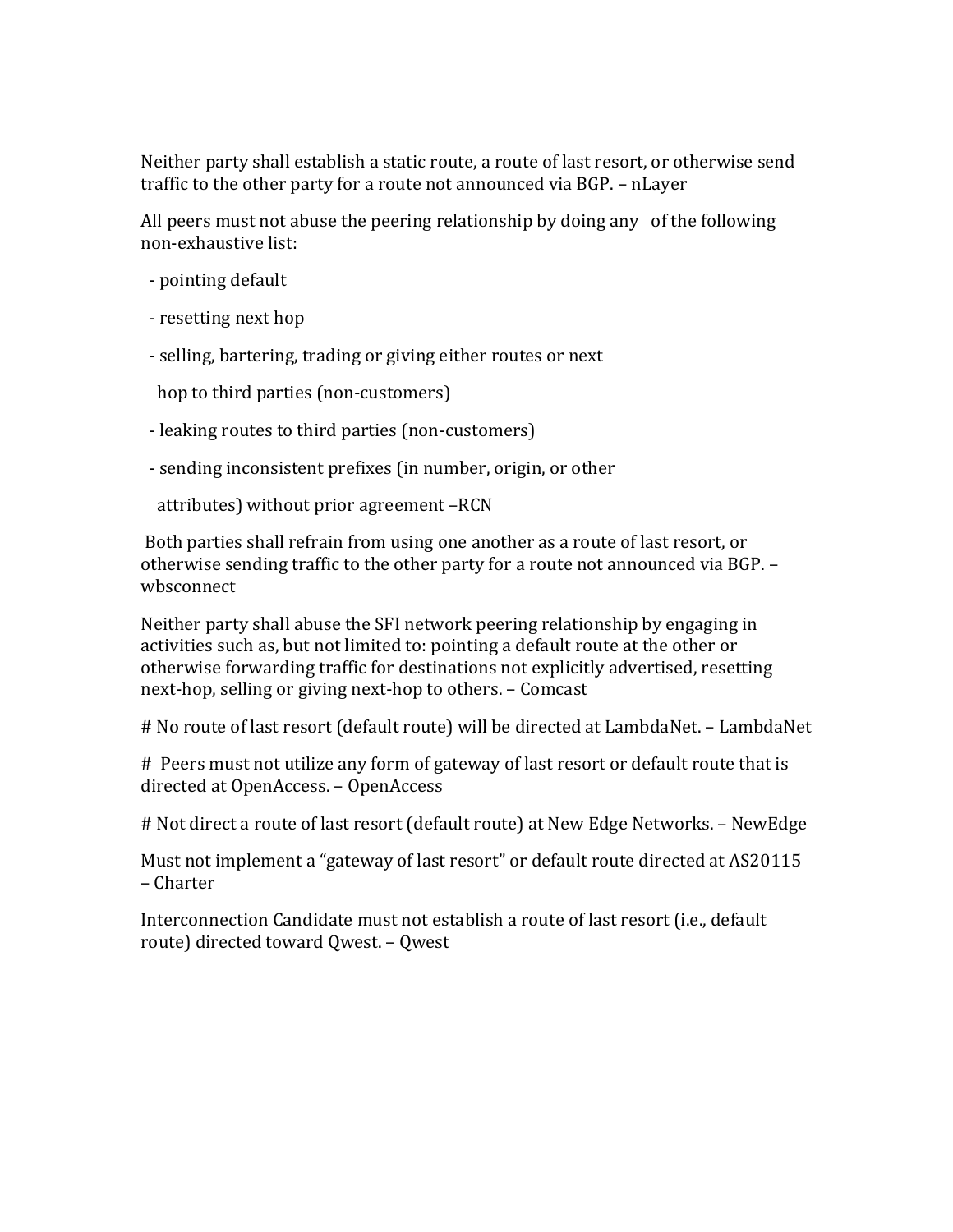Neither party shall establish a static route, a route of last resort, or otherwise send traffic to the other party for a route not announced via BGP. – nLayer

All peers must not abuse the peering relationship by doing any of the following non-exhaustive list:

- pointing default
- resetting next hop
- selling, bartering, trading or giving either routes or next hop to third parties (non-customers)
- leaking routes to third parties (non-customers)
- sending inconsistent prefixes (in number, origin, or other attributes) without prior agreement –RCN

Both parties shall refrain from using one another as a route of last resort, or otherwise sending traffic to the other party for a route not announced via BGP. – wbsconnect

Neither party shall abuse the SFI network peering relationship by engaging in activities such as, but not limited to: pointing a default route at the other or otherwise forwarding traffic for destinations not explicitly advertised, resetting next-hop, selling or giving next-hop to others. – Comcast

# No route of last resort (default route) will be directed at LambdaNet. – LambdaNet

# Peers must not utilize any form of gateway of last resort or default route that is directed at OpenAccess. – OpenAccess

# Not direct a route of last resort (default route) at New Edge Networks. – NewEdge

Must not implement a "gateway of last resort" or default route directed at AS20115 – Charter

Interconnection Candidate must not establish a route of last resort (i.e., default route) directed toward Qwest. – Qwest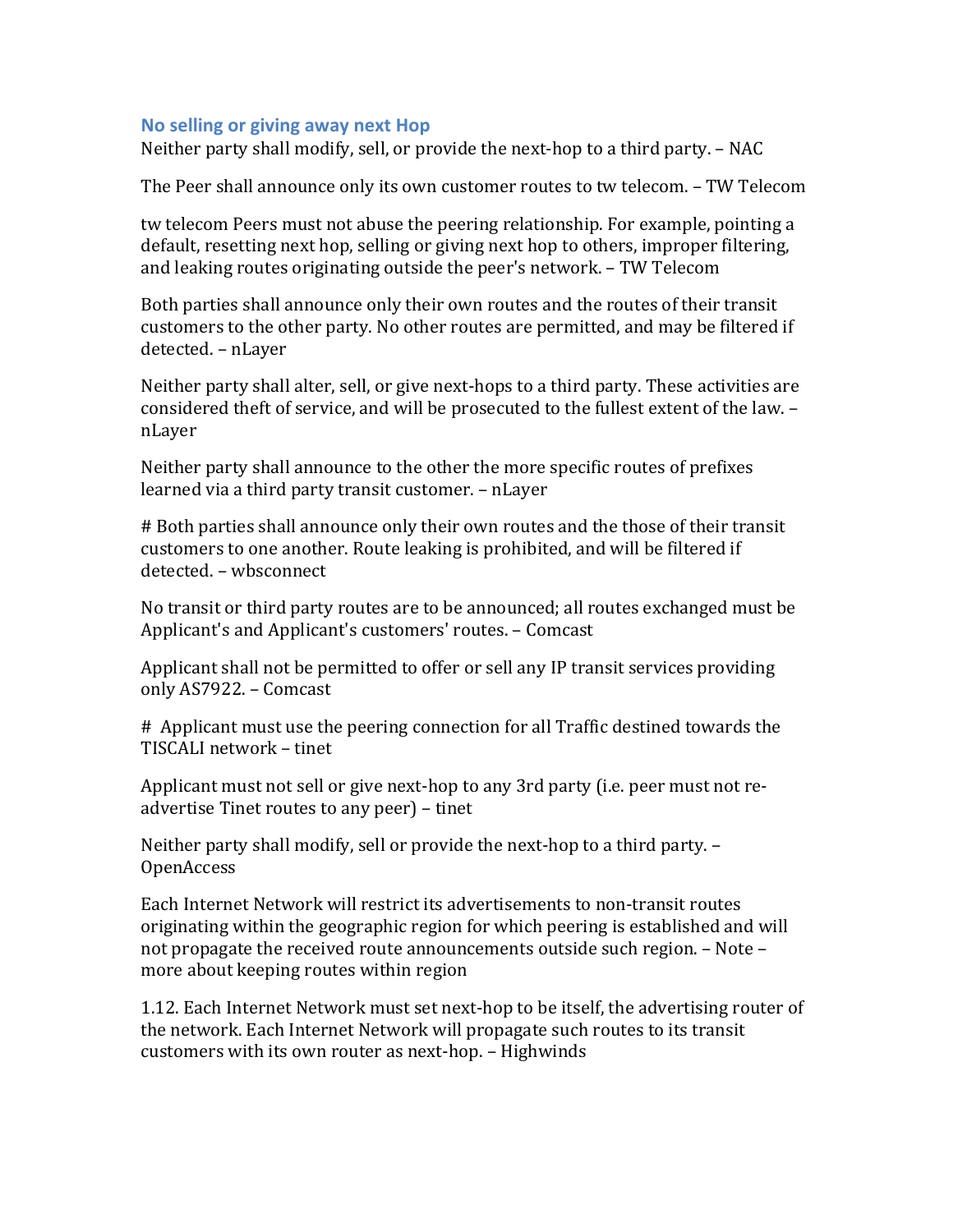### No selling or giving away next Hop

Neither party shall modify, sell, or provide the next-hop to a third party. – NAC

The Peer shall announce only its own customer routes to tw telecom. – TW Telecom

tw telecom Peers must not abuse the peering relationship. For example, pointing a default, resetting next hop, selling or giving next hop to others, improper filtering, and leaking routes originating outside the peer's network. – TW Telecom

Both parties shall announce only their own routes and the routes of their transit customers to the other party. No other routes are permitted, and may be filtered if detected. – nLayer

Neither party shall alter, sell, or give next-hops to a third party. These activities are considered theft of service, and will be prosecuted to the fullest extent of the law. – nLayer

Neither party shall announce to the other the more specific routes of prefixes learned via a third party transit customer. – nLayer

# Both parties shall announce only their own routes and the those of their transit customers to one another. Route leaking is prohibited, and will be filtered if detected. – wbsconnect

No transit or third party routes are to be announced; all routes exchanged must be Applicant's and Applicant's customers' routes. – Comcast

Applicant shall not be permitted to offer or sell any IP transit services providing only AS7922. – Comcast

# Applicant must use the peering connection for all Traffic destined towards the TISCALI network – tinet

Applicant must not sell or give next-hop to any 3rd party (i.e. peer must not re-advertise Tinet routes to any peer) – tinet

Neither party shall modify, sell or provide the next-hop to a third party. – OpenAccess

Each Internet Network will restrict its advertisements to non-transit routes originating within the geographic region for which peering is established and will not propagate the received route announcements outside such region. – Note – more about keeping routes within region

1.12. Each Internet Network must set next-hop to be itself, the advertising router of the network. Each Internet Network will propagate such routes to its transit customers with its own router as next-hop. – Highwinds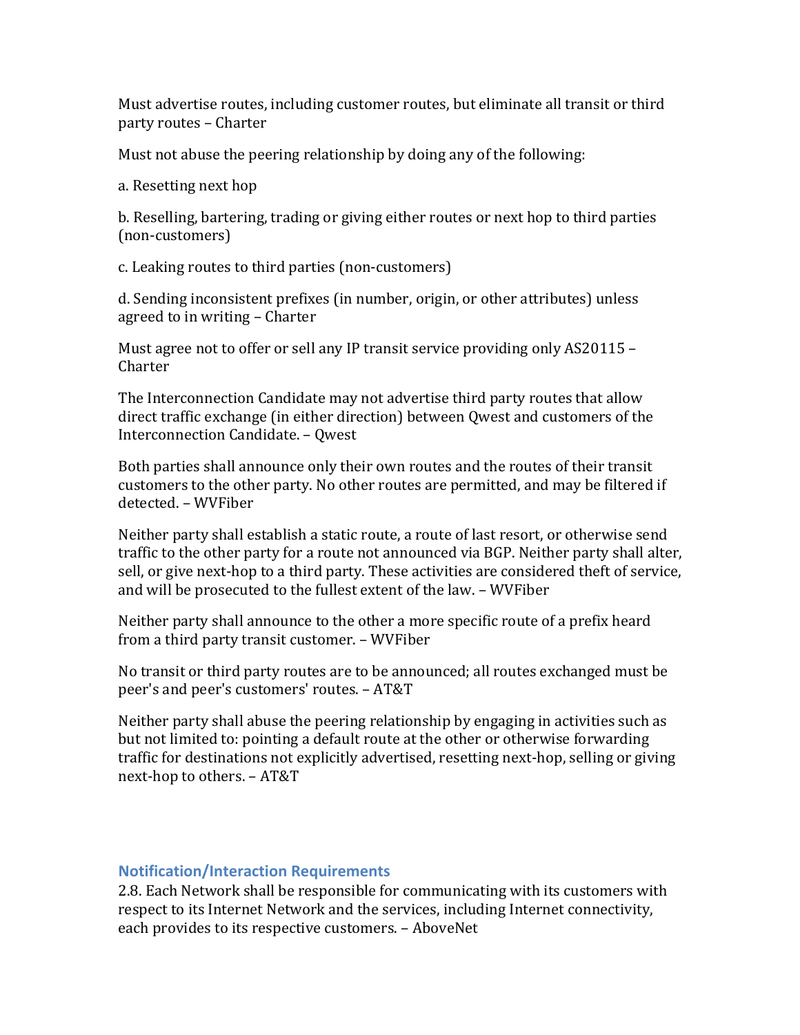Must advertise routes, including customer routes, but eliminate all transit or third party routes – Charter

Must not abuse the peering relationship by doing any of the following:

a. Resetting next hop

b. Reselling, bartering, trading or giving either routes or next hop to third parties (non-customers)

c. Leaking routes to third parties (non-customers)

d. Sending inconsistent prefixes (in number, origin, or other attributes) unless agreed to in writing – Charter

Must agree not to offer or sell any IP transit service providing only AS20115 – Charter

The Interconnection Candidate may not advertise third party routes that allow direct traffic exchange (in either direction) between Qwest and customers of the Interconnection Candidate. – Qwest

Both parties shall announce only their own routes and the routes of their transit customers to the other party. No other routes are permitted, and may be filtered if detected. – WVFiber

Neither party shall establish a static route, a route of last resort, or otherwise send traffic to the other party for a route not announced via BGP. Neither party shall alter, sell, or give next-hop to a third party. These activities are considered theft of service, and will be prosecuted to the fullest extent of the law. – WVFiber

Neither party shall announce to the other a more specific route of a prefix heard from a third party transit customer. – WVFiber

No transit or third party routes are to be announced; all routes exchanged must be peer's and peer's customers' routes. – AT&T

Neither party shall abuse the peering relationship by engaging in activities such as but not limited to: pointing a default route at the other or otherwise forwarding traffic for destinations not explicitly advertised, resetting next-hop, selling or giving next-hop to others. – AT&T

## Notification/Interaction Requirements

2.8. Each Network shall be responsible for communicating with its customers with respect to its Internet Network and the services, including Internet connectivity, each provides to its respective customers. – AboveNet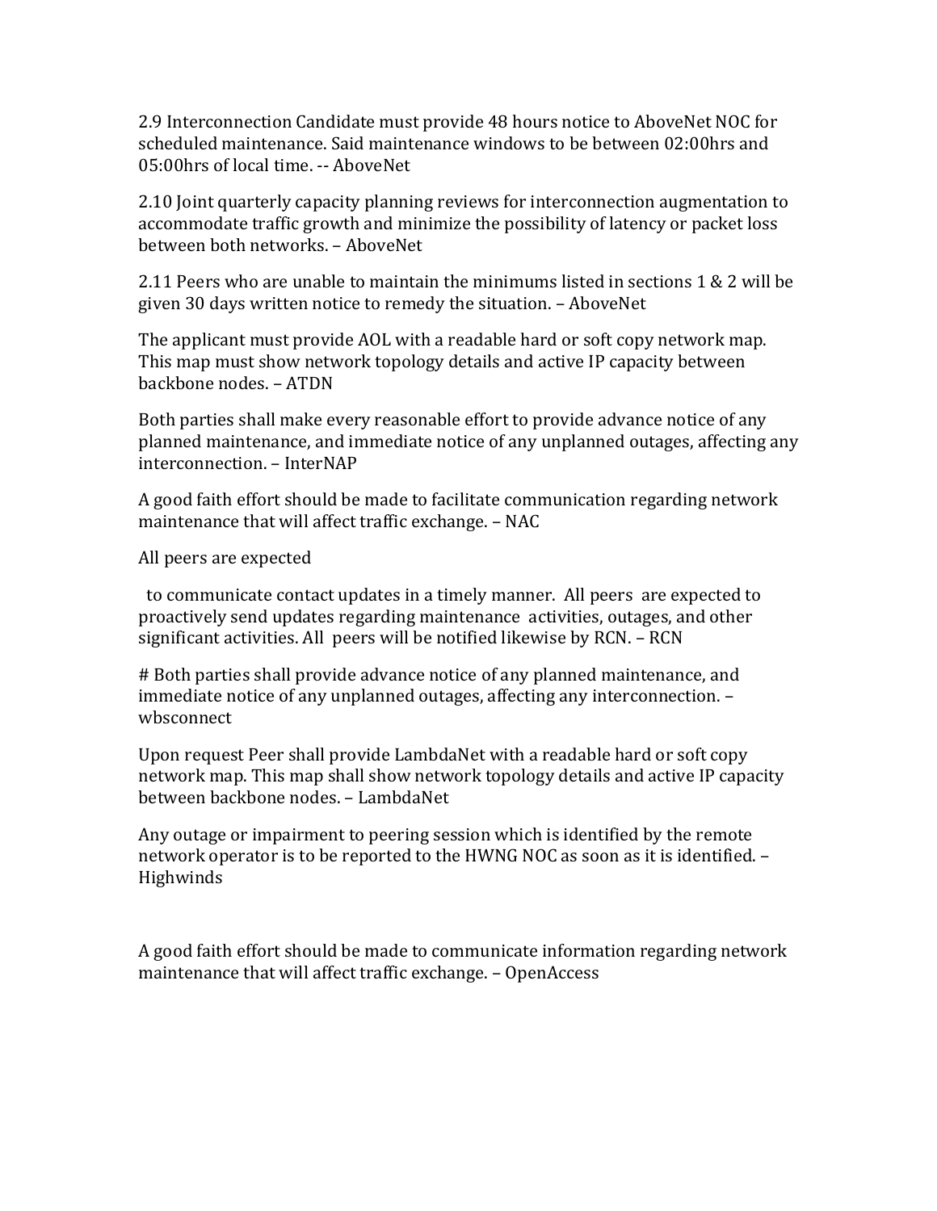2.9 Interconnection Candidate must provide 48 hours notice to AboveNet NOC for scheduled maintenance. Said maintenance windows to be between 02:00hrs and 05:00hrs of local time. -- AboveNet

2.10 Joint quarterly capacity planning reviews for interconnection augmentation to accommodate traffic growth and minimize the possibility of latency or packet loss between both networks. – AboveNet

2.11 Peers who are unable to maintain the minimums listed in sections 1 & 2 will be given 30 days written notice to remedy the situation. – AboveNet

The applicant must provide AOL with a readable hard or soft copy network map. This map must show network topology details and active IP capacity between backbone nodes. – ATDN

Both parties shall make every reasonable effort to provide advance notice of any planned maintenance, and immediate notice of any unplanned outages, affecting any interconnection. – InterNAP

A good faith effort should be made to facilitate communication regarding network maintenance that will affect traffic exchange. – NAC

All peers are expected

to communicate contact updates in a timely manner. All peers are expected to proactively send updates regarding maintenance activities, outages, and other significant activities. All peers will be notified likewise by RCN. – RCN

# Both parties shall provide advance notice of any planned maintenance, and immediate notice of any unplanned outages, affecting any interconnection. – wbsconnect

Upon request Peer shall provide LambdaNet with a readable hard or soft copy network map. This map shall show network topology details and active IP capacity between backbone nodes. – LambdaNet

Any outage or impairment to peering session which is identified by the remote network operator is to be reported to the HWNG NOC as soon as it is identified. – Highwinds

A good faith effort should be made to communicate information regarding network maintenance that will affect traffic exchange. – OpenAccess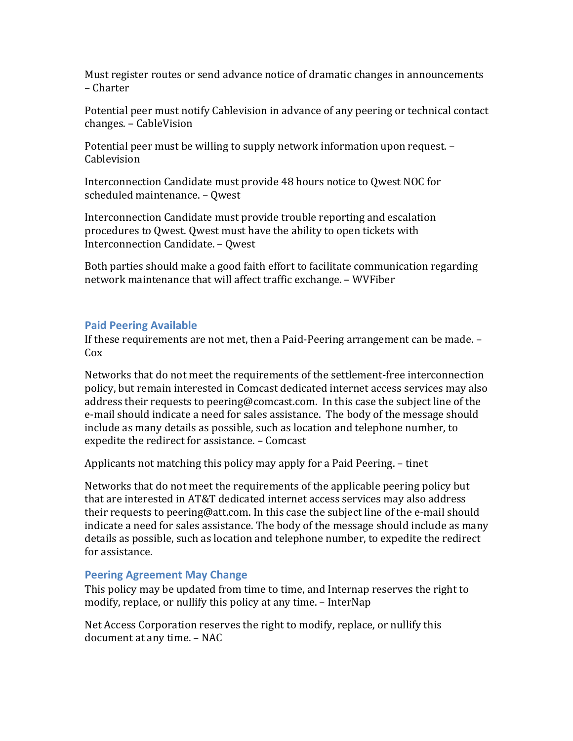Must register routes or send advance notice of dramatic changes in announcements – Charter

Potential peer must notify Cablevision in advance of any peering or technical contact changes. – CableVision

Potential peer must be willing to supply network information upon request. – Cablevision

Interconnection Candidate must provide 48 hours notice to Qwest NOC for scheduled maintenance. – Qwest

Interconnection Candidate must provide trouble reporting and escalation procedures to Qwest. Qwest must have the ability to open tickets with Interconnection Candidate. – Qwest

Both parties should make a good faith effort to facilitate communication regarding network maintenance that will affect traffic exchange. – WVFiber

### Paid Peering Available

If these requirements are not met, then a Paid-Peering arrangement can be made. – Cox

Networks that do not meet the requirements of the settlement-free interconnection policy, but remain interested in Comcast dedicated internet access services may also address their requests to peering@comcast.com. In this case the subject line of the e-mail should indicate a need for sales assistance. The body of the message should include as many details as possible, such as location and telephone number, to expedite the redirect for assistance. – Comcast

Applicants not matching this policy may apply for a Paid Peering. – tinet

Networks that do not meet the requirements of the applicable peering policy but that are interested in AT&T dedicated internet access services may also address their requests to peering@att.com. In this case the subject line of the e-mail should indicate a need for sales assistance. The body of the message should include as many details as possible, such as location and telephone number, to expedite the redirect for assistance.

### Peering Agreement May Change

This policy may be updated from time to time, and Internap reserves the right to modify, replace, or nullify this policy at any time. – InterNap

Net Access Corporation reserves the right to modify, replace, or nullify this document at any time. – NAC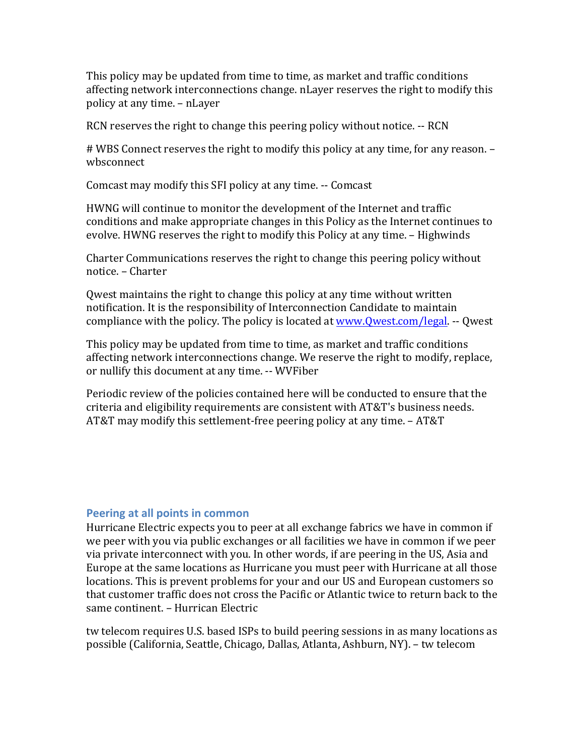This policy may be updated from time to time, as market and traffic conditions affecting network interconnections change. nLayer reserves the right to modify this policy at any time. – nLayer

RCN reserves the right to change this peering policy without notice. -- RCN

# WBS Connect reserves the right to modify this policy at any time, for any reason. – wbsconnect

Comcast may modify this SFI policy at any time. -- Comcast

HWNG will continue to monitor the development of the Internet and traffic conditions and make appropriate changes in this Policy as the Internet continues to evolve. HWNG reserves the right to modify this Policy at any time. – Highwinds

Charter Communications reserves the right to change this peering policy without notice. – Charter

Qwest maintains the right to change this policy at any time without written notification. It is the responsibility of Interconnection Candidate to maintain compliance with the policy. The policy is located at [www.Qwest.com/legal](www.Qwest.com/legal). -- Qwest

This policy may be updated from time to time, as market and traffic conditions affecting network interconnections change. We reserve the right to modify, replace, or nullify this document at any time. -- WVFiber

Periodic review of the policies contained here will be conducted to ensure that the criteria and eligibility requirements are consistent with AT&T's business needs. AT&T may modify this settlement-free peering policy at any time. – AT&T

### Peering at all points in common

Hurricane Electric expects you to peer at all exchange fabrics we have in common if we peer with you via public exchanges or all facilities we have in common if we peer via private interconnect with you. In other words, if are peering in the US, Asia and Europe at the same locations as Hurricane you must peer with Hurricane at all those locations. This is prevent problems for your and our US and European customers so that customer traffic does not cross the Pacific or Atlantic twice to return back to the same continent. – Hurrican Electric

tw telecom requires U.S. based ISPs to build peering sessions in as many locations as possible (California, Seattle, Chicago, Dallas, Atlanta, Ashburn, NY). – tw telecom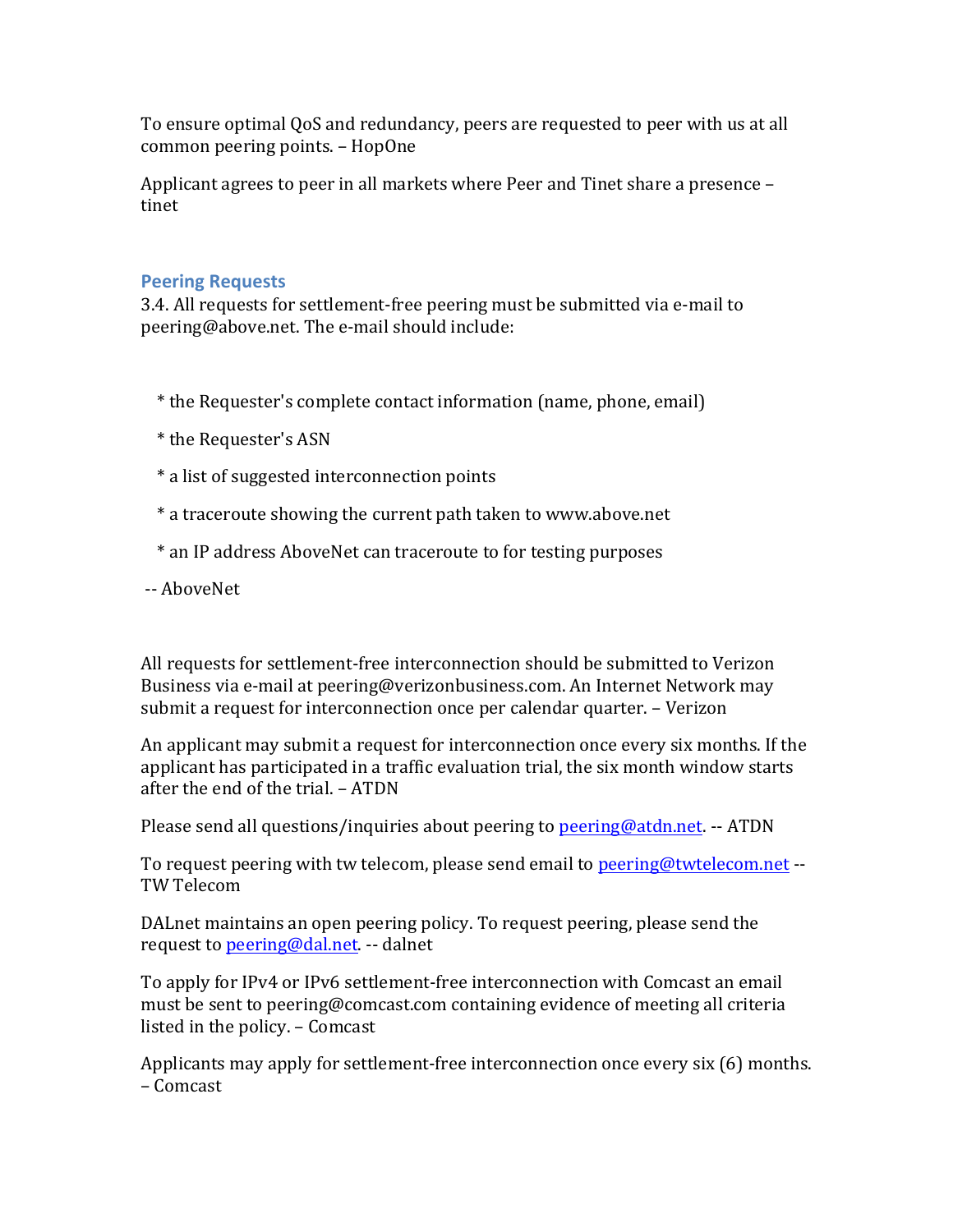To ensure optimal QoS and redundancy, peers are requested to peer with us at all common peering points. – HopOne

Applicant agrees to peer in all markets where Peer and Tinet share a presence – tinet

### Peering Requests

3.4. All requests for settlement-free peering must be submitted via e-mail to peering@above.net. The e-mail should include:

* the Requester's complete contact information (name, phone, email)
* the Requester's ASN
* a list of suggested interconnection points
* a traceroute showing the current path taken to www.above.net
* an IP address AboveNet can traceroute to for testing purposes

-- AboveNet

All requests for settlement-free interconnection should be submitted to Verizon Business via e-mail at peering@verizonbusiness.com. An Internet Network may submit a request for interconnection once per calendar quarter. – Verizon

An applicant may submit a request for interconnection once every six months. If the applicant has participated in a traffic evaluation trial, the six month window starts after the end of the trial. – ATDN

Please send all questions/inquiries about peering to peering@atdn.net. -- ATDN

To request peering with tw telecom, please send email to peering@twtelecom.net -- TW Telecom

DALnet maintains an open peering policy. To request peering, please send the request to peering@dal.net. -- dalnet

To apply for IPv4 or IPv6 settlement-free interconnection with Comcast an email must be sent to peering@comcast.com containing evidence of meeting all criteria listed in the policy. – Comcast

Applicants may apply for settlement-free interconnection once every six (6) months. – Comcast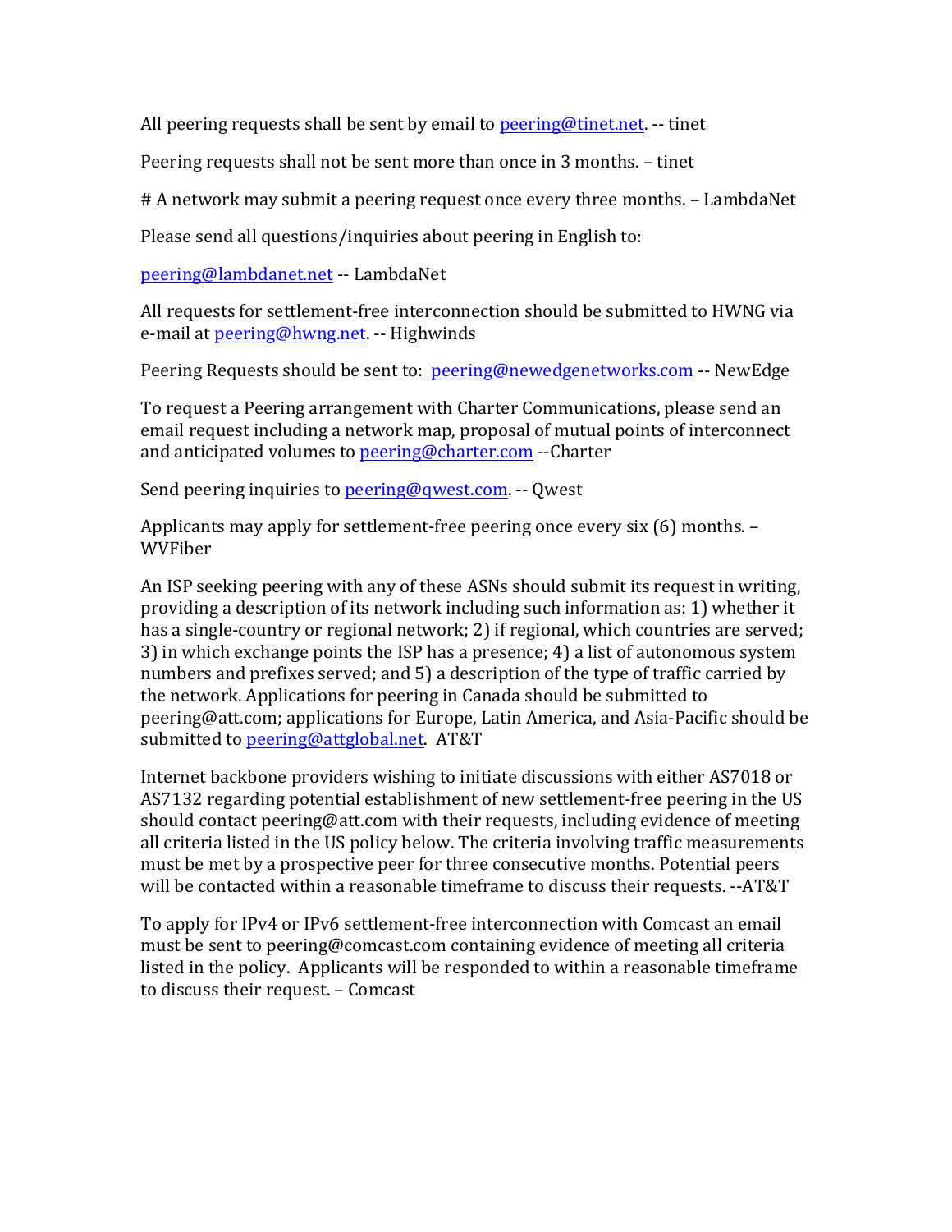All peering requests shall be sent by email to peering@tinet.net. -- tinet

Peering requests shall not be sent more than once in 3 months. – tinet

# A network may submit a peering request once every three months. – LambdaNet

Please send all questions/inquiries about peering in English to:

peering@lambdanet.net -- LambdaNet

All requests for settlement-free interconnection should be submitted to HWNG via e-mail at peering@hwng.net. -- Highwinds

Peering Requests should be sent to: peering@newedgenetworks.com -- NewEdge

To request a Peering arrangement with Charter Communications, please send an email request including a network map, proposal of mutual points of interconnect and anticipated volumes to peering@charter.com --Charter

Send peering inquiries to peering@qwest.com. -- Qwest

Applicants may apply for settlement-free peering once every six (6) months. – WVFiber

An ISP seeking peering with any of these ASNs should submit its request in writing, providing a description of its network including such information as: 1) whether it has a single-country or regional network; 2) if regional, which countries are served; 3) in which exchange points the ISP has a presence; 4) a list of autonomous system numbers and prefixes served; and 5) a description of the type of traffic carried by the network. Applications for peering in Canada should be submitted to peering@att.com; applications for Europe, Latin America, and Asia-Pacific should be submitted to peering@attglobal.net. AT&T

Internet backbone providers wishing to initiate discussions with either AS7018 or AS7132 regarding potential establishment of new settlement-free peering in the US should contact peering@att.com with their requests, including evidence of meeting all criteria listed in the US policy below. The criteria involving traffic measurements must be met by a prospective peer for three consecutive months. Potential peers will be contacted within a reasonable timeframe to discuss their requests. --AT&T

To apply for IPv4 or IPv6 settlement-free interconnection with Comcast an email must be sent to peering@comcast.com containing evidence of meeting all criteria listed in the policy. Applicants will be responded to within a reasonable timeframe to discuss their request. – Comcast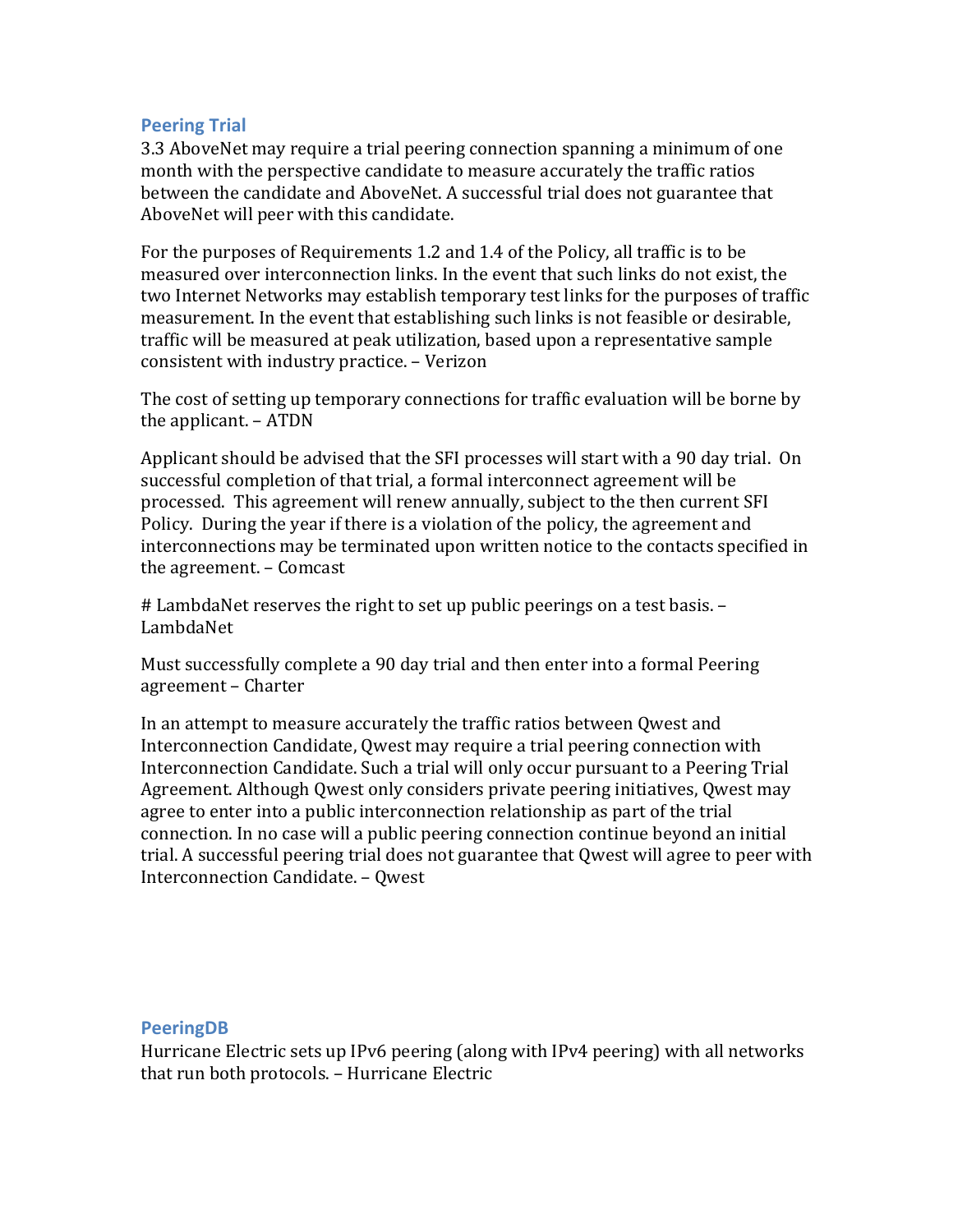## Peering Trial

3.3 AboveNet may require a trial peering connection spanning a minimum of one month with the perspective candidate to measure accurately the traffic ratios between the candidate and AboveNet. A successful trial does not guarantee that AboveNet will peer with this candidate.

For the purposes of Requirements 1.2 and 1.4 of the Policy, all traffic is to be measured over interconnection links. In the event that such links do not exist, the two Internet Networks may establish temporary test links for the purposes of traffic measurement. In the event that establishing such links is not feasible or desirable, traffic will be measured at peak utilization, based upon a representative sample consistent with industry practice. – Verizon

The cost of setting up temporary connections for traffic evaluation will be borne by the applicant. – ATDN

Applicant should be advised that the SFI processes will start with a 90 day trial. On successful completion of that trial, a formal interconnect agreement will be processed. This agreement will renew annually, subject to the then current SFI Policy. During the year if there is a violation of the policy, the agreement and interconnections may be terminated upon written notice to the contacts specified in the agreement. – Comcast

# LambdaNet reserves the right to set up public peerings on a test basis. – LambdaNet

Must successfully complete a 90 day trial and then enter into a formal Peering agreement – Charter

In an attempt to measure accurately the traffic ratios between Qwest and Interconnection Candidate, Qwest may require a trial peering connection with Interconnection Candidate. Such a trial will only occur pursuant to a Peering Trial Agreement. Although Qwest only considers private peering initiatives, Qwest may agree to enter into a public interconnection relationship as part of the trial connection. In no case will a public peering connection continue beyond an initial trial. A successful peering trial does not guarantee that Qwest will agree to peer with Interconnection Candidate. – Qwest

## PeeringDB

Hurricane Electric sets up IPv6 peering (along with IPv4 peering) with all networks that run both protocols. – Hurricane Electric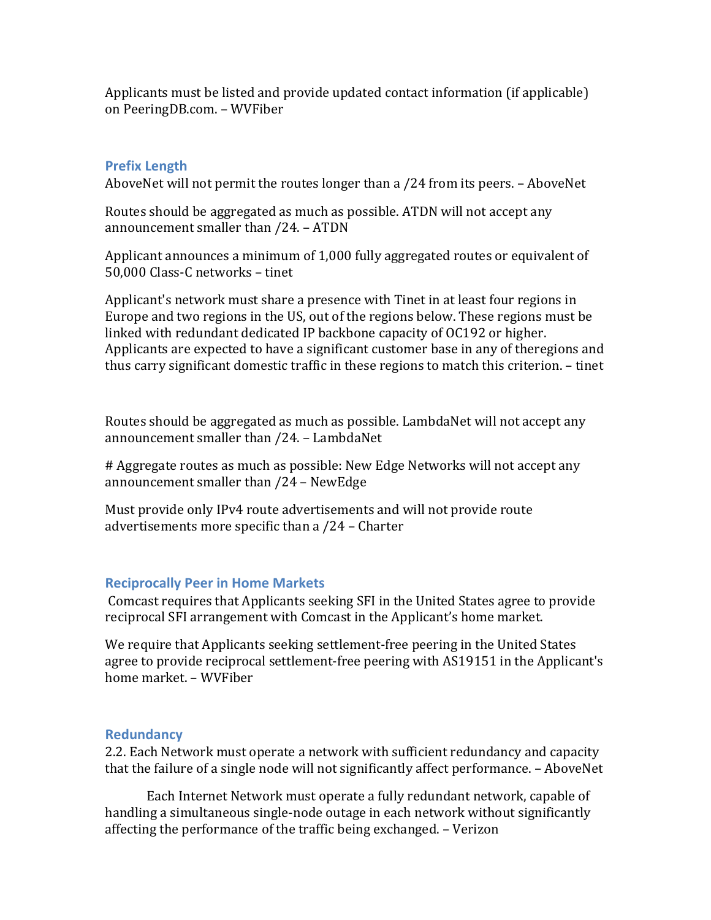Applicants must be listed and provide updated contact information (if applicable) on PeeringDB.com. – WVFiber

### Prefix Length

AboveNet will not permit the routes longer than a /24 from its peers. – AboveNet

Routes should be aggregated as much as possible. ATDN will not accept any announcement smaller than /24. – ATDN

Applicant announces a minimum of 1,000 fully aggregated routes or equivalent of 50,000 Class-C networks – tinet

Applicant's network must share a presence with Tinet in at least four regions in Europe and two regions in the US, out of the regions below. These regions must be linked with redundant dedicated IP backbone capacity of OC192 or higher. Applicants are expected to have a significant customer base in any of theregions and thus carry significant domestic traffic in these regions to match this criterion. – tinet

Routes should be aggregated as much as possible. LambdaNet will not accept any announcement smaller than /24. – LambdaNet

# Aggregate routes as much as possible: New Edge Networks will not accept any announcement smaller than /24 – NewEdge

Must provide only IPv4 route advertisements and will not provide route advertisements more specific than a /24 – Charter

### Reciprocally Peer in Home Markets

Comcast requires that Applicants seeking SFI in the United States agree to provide reciprocal SFI arrangement with Comcast in the Applicant's home market.

We require that Applicants seeking settlement-free peering in the United States agree to provide reciprocal settlement-free peering with AS19151 in the Applicant's home market. – WVFiber

### Redundancy

2.2. Each Network must operate a network with sufficient redundancy and capacity that the failure of a single node will not significantly affect performance. – AboveNet

Each Internet Network must operate a fully redundant network, capable of handling a simultaneous single-node outage in each network without significantly affecting the performance of the traffic being exchanged. – Verizon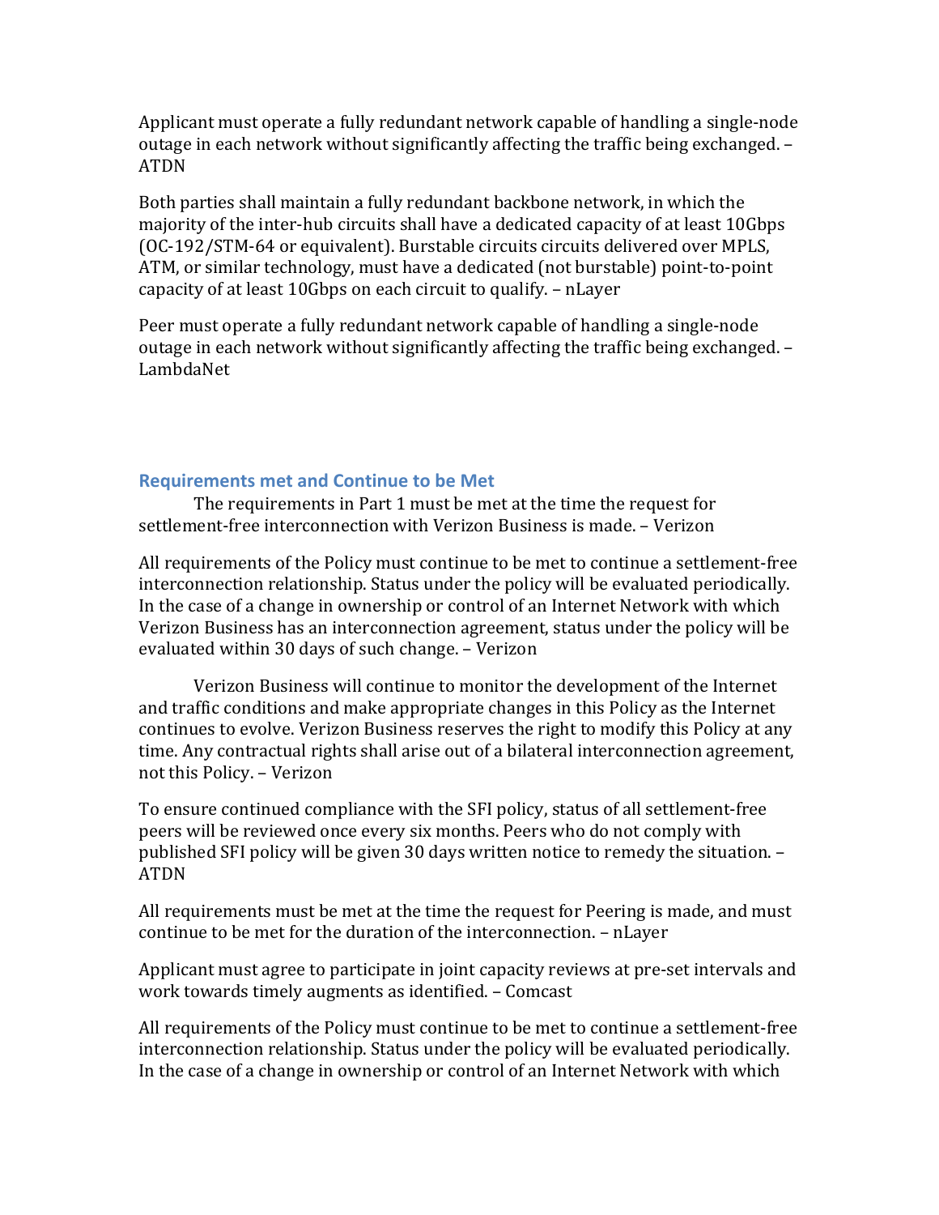Applicant must operate a fully redundant network capable of handling a single-node outage in each network without significantly affecting the traffic being exchanged. – ATDN

Both parties shall maintain a fully redundant backbone network, in which the majority of the inter-hub circuits shall have a dedicated capacity of at least 10Gbps (OC-192/STM-64 or equivalent). Burstable circuits circuits delivered over MPLS, ATM, or similar technology, must have a dedicated (not burstable) point-to-point capacity of at least 10Gbps on each circuit to qualify. – nLayer

Peer must operate a fully redundant network capable of handling a single-node outage in each network without significantly affecting the traffic being exchanged. – LambdaNet

### Requirements met and Continue to be Met

The requirements in Part 1 must be met at the time the request for settlement-free interconnection with Verizon Business is made. – Verizon

All requirements of the Policy must continue to be met to continue a settlement-free interconnection relationship. Status under the policy will be evaluated periodically. In the case of a change in ownership or control of an Internet Network with which Verizon Business has an interconnection agreement, status under the policy will be evaluated within 30 days of such change. – Verizon

Verizon Business will continue to monitor the development of the Internet and traffic conditions and make appropriate changes in this Policy as the Internet continues to evolve. Verizon Business reserves the right to modify this Policy at any time. Any contractual rights shall arise out of a bilateral interconnection agreement, not this Policy. – Verizon

To ensure continued compliance with the SFI policy, status of all settlement-free peers will be reviewed once every six months. Peers who do not comply with published SFI policy will be given 30 days written notice to remedy the situation. – ATDN

All requirements must be met at the time the request for Peering is made, and must continue to be met for the duration of the interconnection. – nLayer

Applicant must agree to participate in joint capacity reviews at pre-set intervals and work towards timely augments as identified. – Comcast

All requirements of the Policy must continue to be met to continue a settlement-free interconnection relationship. Status under the policy will be evaluated periodically. In the case of a change in ownership or control of an Internet Network with which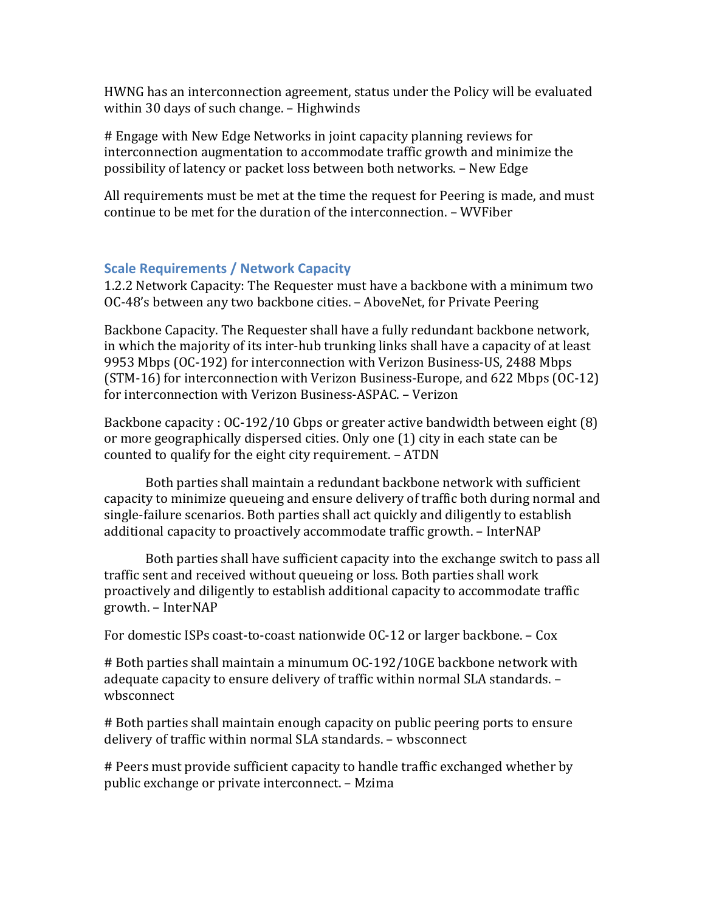HWNG has an interconnection agreement, status under the Policy will be evaluated within 30 days of such change. – Highwinds

# Engage with New Edge Networks in joint capacity planning reviews for interconnection augmentation to accommodate traffic growth and minimize the possibility of latency or packet loss between both networks. – New Edge

All requirements must be met at the time the request for Peering is made, and must continue to be met for the duration of the interconnection. – WVFiber

## Scale Requirements / Network Capacity

1.2.2 Network Capacity: The Requester must have a backbone with a minimum two OC-48's between any two backbone cities. – AboveNet, for Private Peering

Backbone Capacity. The Requester shall have a fully redundant backbone network, in which the majority of its inter-hub trunking links shall have a capacity of at least 9953 Mbps (OC-192) for interconnection with Verizon Business-US, 2488 Mbps (STM-16) for interconnection with Verizon Business-Europe, and 622 Mbps (OC-12) for interconnection with Verizon Business-ASPAC. – Verizon

Backbone capacity : OC-192/10 Gbps or greater active bandwidth between eight (8) or more geographically dispersed cities. Only one (1) city in each state can be counted to qualify for the eight city requirement. – ATDN

Both parties shall maintain a redundant backbone network with sufficient capacity to minimize queueing and ensure delivery of traffic both during normal and single-failure scenarios. Both parties shall act quickly and diligently to establish additional capacity to proactively accommodate traffic growth. – InterNAP

Both parties shall have sufficient capacity into the exchange switch to pass all traffic sent and received without queueing or loss. Both parties shall work proactively and diligently to establish additional capacity to accommodate traffic growth. – InterNAP

For domestic ISPs coast-to-coast nationwide OC-12 or larger backbone. – Cox

# Both parties shall maintain a minumum OC-192/10GE backbone network with adequate capacity to ensure delivery of traffic within normal SLA standards. – wbsconnect

# Both parties shall maintain enough capacity on public peering ports to ensure delivery of traffic within normal SLA standards. – wbsconnect

# Peers must provide sufficient capacity to handle traffic exchanged whether by public exchange or private interconnect. – Mzima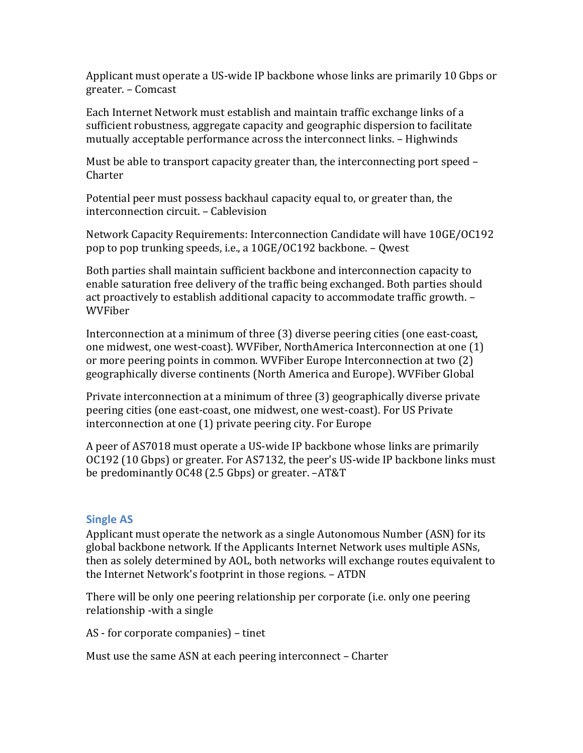Applicant must operate a US-wide IP backbone whose links are primarily 10 Gbps or greater. – Comcast

Each Internet Network must establish and maintain traffic exchange links of a sufficient robustness, aggregate capacity and geographic dispersion to facilitate mutually acceptable performance across the interconnect links. – Highwinds

Must be able to transport capacity greater than, the interconnecting port speed – Charter

Potential peer must possess backhaul capacity equal to, or greater than, the interconnection circuit. – Cablevision

Network Capacity Requirements: Interconnection Candidate will have 10GE/OC192 pop to pop trunking speeds, i.e., a 10GE/OC192 backbone. – Qwest

Both parties shall maintain sufficient backbone and interconnection capacity to enable saturation free delivery of the traffic being exchanged. Both parties should act proactively to establish additional capacity to accommodate traffic growth. – WVFiber

Interconnection at a minimum of three (3) diverse peering cities (one east-coast, one midwest, one west-coast). WVFiber, NorthAmerica Interconnection at one (1) or more peering points in common. WVFiber Europe Interconnection at two (2) geographically diverse continents (North America and Europe). WVFiber Global

Private interconnection at a minimum of three (3) geographically diverse private peering cities (one east-coast, one midwest, one west-coast). For US Private interconnection at one (1) private peering city. For Europe

A peer of AS7018 must operate a US-wide IP backbone whose links are primarily OC192 (10 Gbps) or greater. For AS7132, the peer's US-wide IP backbone links must be predominantly OC48 (2.5 Gbps) or greater. –AT&T

### Single AS

Applicant must operate the network as a single Autonomous Number (ASN) for its global backbone network. If the Applicants Internet Network uses multiple ASNs, then as solely determined by AOL, both networks will exchange routes equivalent to the Internet Network's footprint in those regions. – ATDN

There will be only one peering relationship per corporate (i.e. only one peering relationship -with a single

AS - for corporate companies) – tinet

Must use the same ASN at each peering interconnect – Charter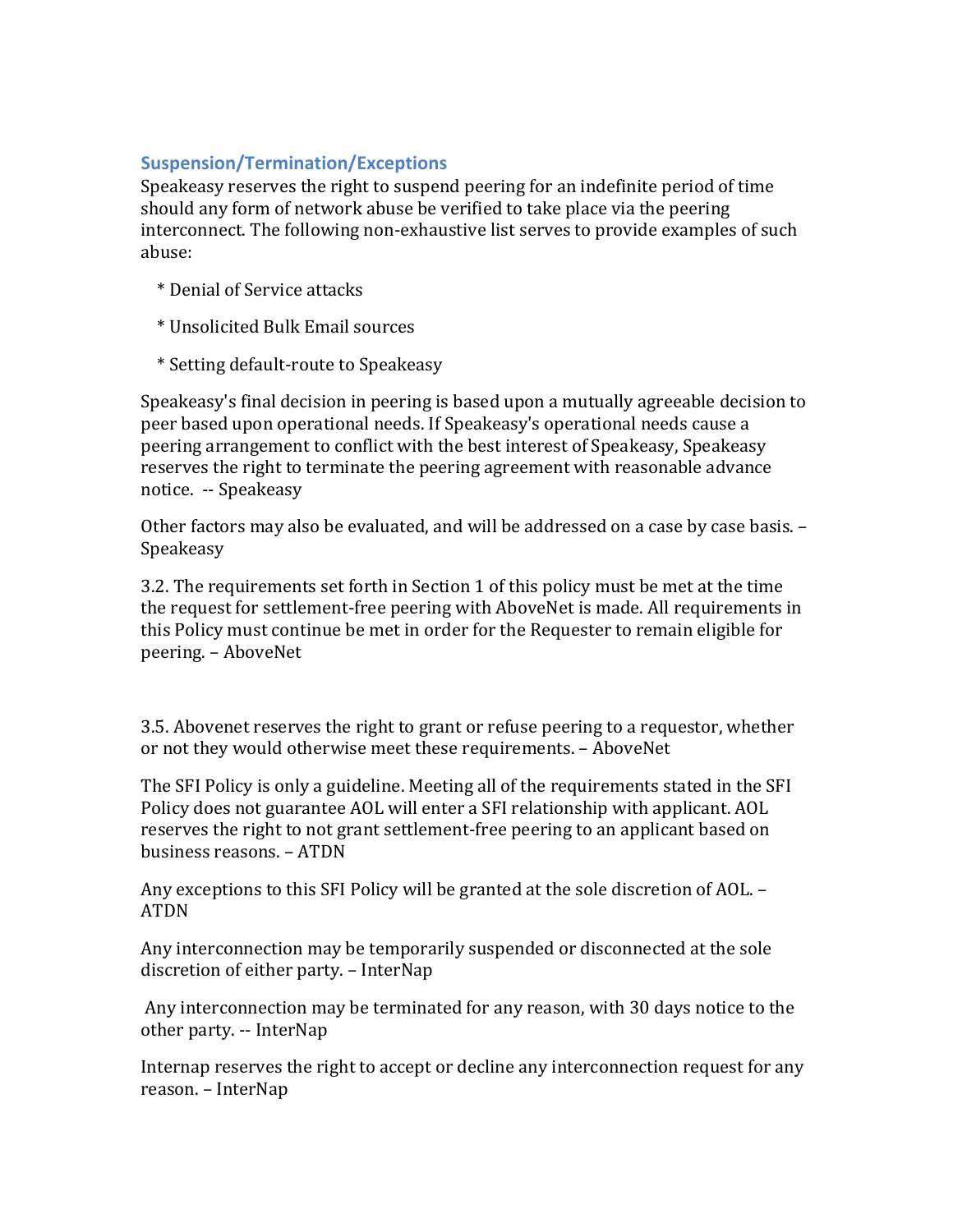### Suspension/Termination/Exceptions

Speakeasy reserves the right to suspend peering for an indefinite period of time should any form of network abuse be verified to take place via the peering interconnect. The following non-exhaustive list serves to provide examples of such abuse:

* Denial of Service attacks
* Unsolicited Bulk Email sources
* Setting default-route to Speakeasy

Speakeasy's final decision in peering is based upon a mutually agreeable decision to peer based upon operational needs. If Speakeasy's operational needs cause a peering arrangement to conflict with the best interest of Speakeasy, Speakeasy reserves the right to terminate the peering agreement with reasonable advance notice. -- Speakeasy

Other factors may also be evaluated, and will be addressed on a case by case basis. – Speakeasy

3.2. The requirements set forth in Section 1 of this policy must be met at the time the request for settlement-free peering with AboveNet is made. All requirements in this Policy must continue be met in order for the Requester to remain eligible for peering. – AboveNet

3.5. Abovenet reserves the right to grant or refuse peering to a requestor, whether or not they would otherwise meet these requirements. – AboveNet

The SFI Policy is only a guideline. Meeting all of the requirements stated in the SFI Policy does not guarantee AOL will enter a SFI relationship with applicant. AOL reserves the right to not grant settlement-free peering to an applicant based on business reasons. – ATDN

Any exceptions to this SFI Policy will be granted at the sole discretion of AOL. – ATDN

Any interconnection may be temporarily suspended or disconnected at the sole discretion of either party. – InterNap

Any interconnection may be terminated for any reason, with 30 days notice to the other party. -- InterNap

Internap reserves the right to accept or decline any interconnection request for any reason. – InterNap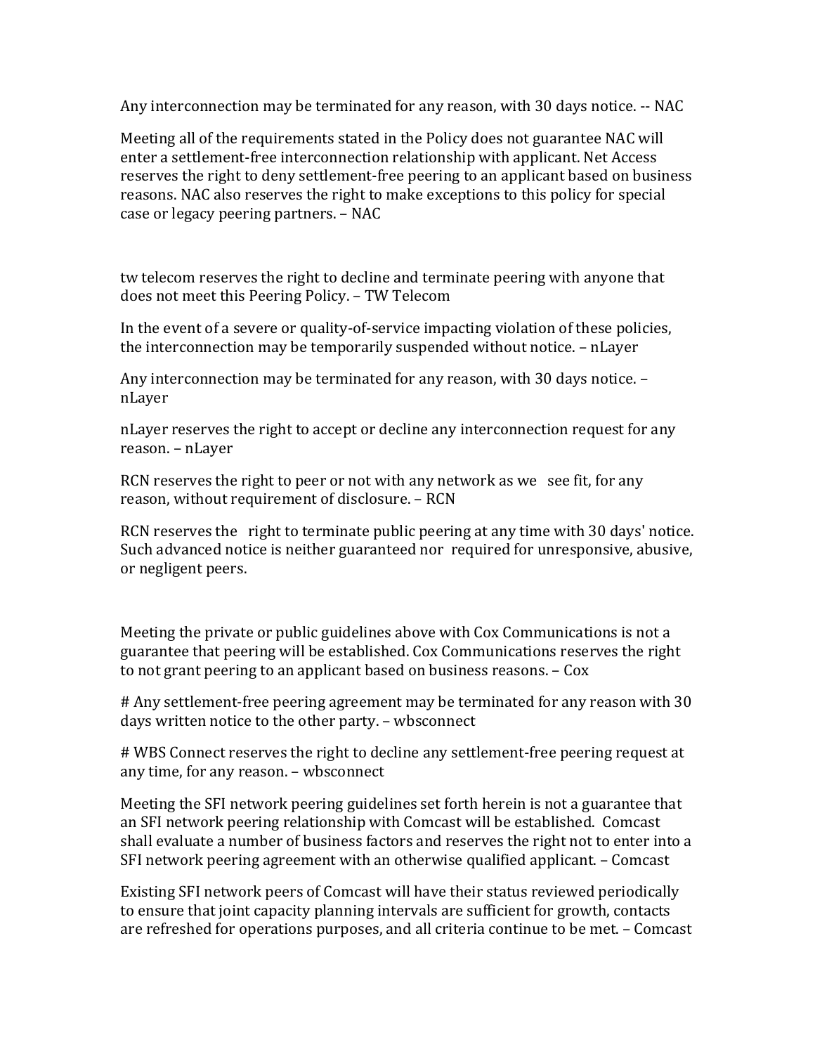Any interconnection may be terminated for any reason, with 30 days notice. -- NAC

Meeting all of the requirements stated in the Policy does not guarantee NAC will enter a settlement-free interconnection relationship with applicant. Net Access reserves the right to deny settlement-free peering to an applicant based on business reasons. NAC also reserves the right to make exceptions to this policy for special case or legacy peering partners. – NAC

tw telecom reserves the right to decline and terminate peering with anyone that does not meet this Peering Policy. – TW Telecom

In the event of a severe or quality-of-service impacting violation of these policies, the interconnection may be temporarily suspended without notice. – nLayer

Any interconnection may be terminated for any reason, with 30 days notice. – nLayer

nLayer reserves the right to accept or decline any interconnection request for any reason. – nLayer

RCN reserves the right to peer or not with any network as we see fit, for any reason, without requirement of disclosure. – RCN

RCN reserves the right to terminate public peering at any time with 30 days' notice. Such advanced notice is neither guaranteed nor required for unresponsive, abusive, or negligent peers.

Meeting the private or public guidelines above with Cox Communications is not a guarantee that peering will be established. Cox Communications reserves the right to not grant peering to an applicant based on business reasons. – Cox

# Any settlement-free peering agreement may be terminated for any reason with 30 days written notice to the other party. – wbsconnect

# WBS Connect reserves the right to decline any settlement-free peering request at any time, for any reason. – wbsconnect

Meeting the SFI network peering guidelines set forth herein is not a guarantee that an SFI network peering relationship with Comcast will be established. Comcast shall evaluate a number of business factors and reserves the right not to enter into a SFI network peering agreement with an otherwise qualified applicant. – Comcast

Existing SFI network peers of Comcast will have their status reviewed periodically to ensure that joint capacity planning intervals are sufficient for growth, contacts are refreshed for operations purposes, and all criteria continue to be met. – Comcast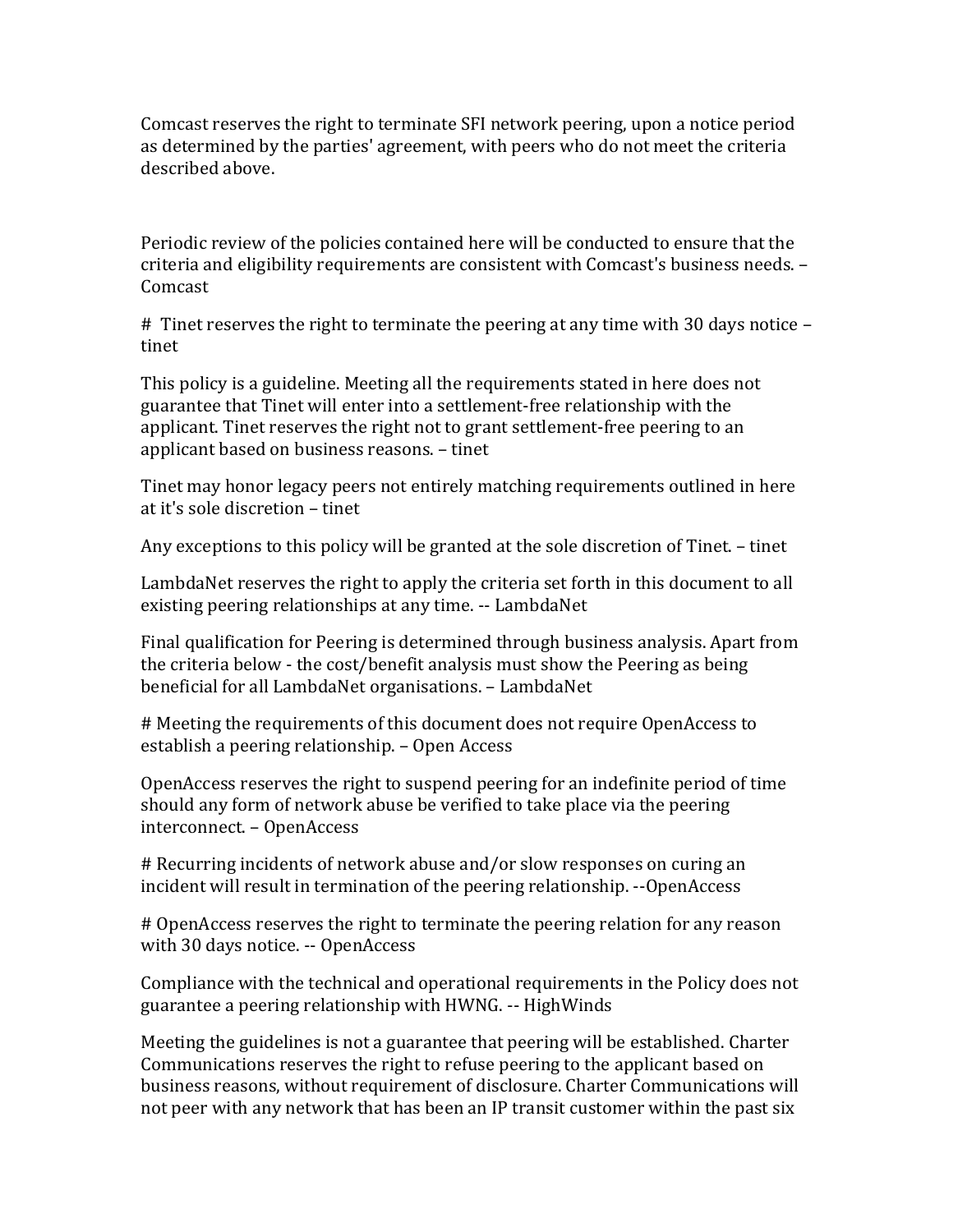Comcast reserves the right to terminate SFI network peering, upon a notice period as determined by the parties' agreement, with peers who do not meet the criteria described above.

Periodic review of the policies contained here will be conducted to ensure that the criteria and eligibility requirements are consistent with Comcast's business needs. – Comcast

# Tinet reserves the right to terminate the peering at any time with 30 days notice – tinet

This policy is a guideline. Meeting all the requirements stated in here does not guarantee that Tinet will enter into a settlement-free relationship with the applicant. Tinet reserves the right not to grant settlement-free peering to an applicant based on business reasons. – tinet

Tinet may honor legacy peers not entirely matching requirements outlined in here at it's sole discretion – tinet

Any exceptions to this policy will be granted at the sole discretion of Tinet. – tinet

LambdaNet reserves the right to apply the criteria set forth in this document to all existing peering relationships at any time. -- LambdaNet

Final qualification for Peering is determined through business analysis. Apart from the criteria below - the cost/benefit analysis must show the Peering as being beneficial for all LambdaNet organisations. – LambdaNet

# Meeting the requirements of this document does not require OpenAccess to establish a peering relationship. – Open Access

OpenAccess reserves the right to suspend peering for an indefinite period of time should any form of network abuse be verified to take place via the peering interconnect. – OpenAccess

# Recurring incidents of network abuse and/or slow responses on curing an incident will result in termination of the peering relationship. --OpenAccess

# OpenAccess reserves the right to terminate the peering relation for any reason with 30 days notice. -- OpenAccess

Compliance with the technical and operational requirements in the Policy does not guarantee a peering relationship with HWNG. -- HighWinds

Meeting the guidelines is not a guarantee that peering will be established. Charter Communications reserves the right to refuse peering to the applicant based on business reasons, without requirement of disclosure. Charter Communications will not peer with any network that has been an IP transit customer within the past six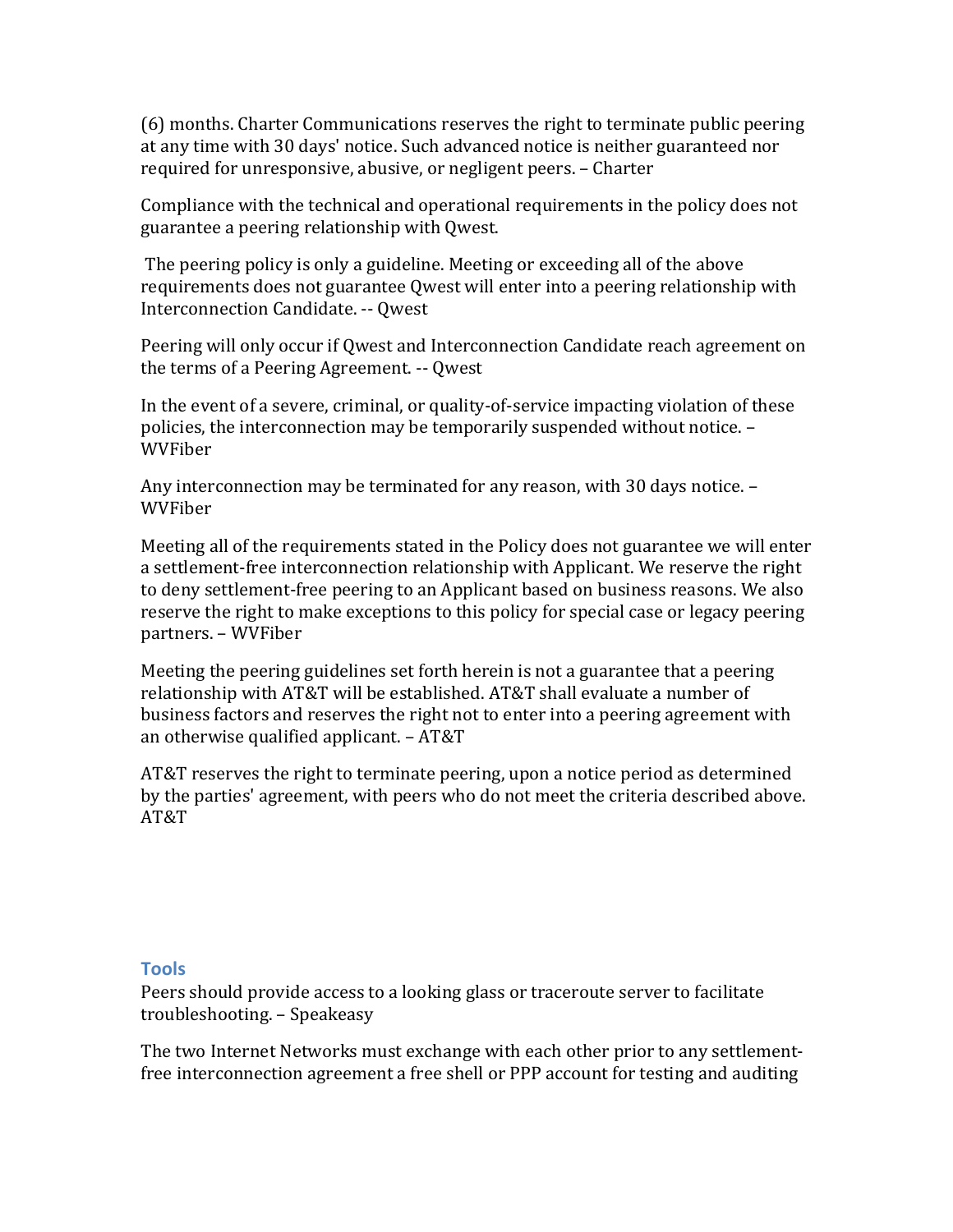(6) months. Charter Communications reserves the right to terminate public peering at any time with 30 days' notice. Such advanced notice is neither guaranteed nor required for unresponsive, abusive, or negligent peers. – Charter

Compliance with the technical and operational requirements in the policy does not guarantee a peering relationship with Qwest.

The peering policy is only a guideline. Meeting or exceeding all of the above requirements does not guarantee Qwest will enter into a peering relationship with Interconnection Candidate. -- Qwest

Peering will only occur if Qwest and Interconnection Candidate reach agreement on the terms of a Peering Agreement. -- Qwest

In the event of a severe, criminal, or quality-of-service impacting violation of these policies, the interconnection may be temporarily suspended without notice. – WVFiber

Any interconnection may be terminated for any reason, with 30 days notice. – WVFiber

Meeting all of the requirements stated in the Policy does not guarantee we will enter a settlement-free interconnection relationship with Applicant. We reserve the right to deny settlement-free peering to an Applicant based on business reasons. We also reserve the right to make exceptions to this policy for special case or legacy peering partners. – WVFiber

Meeting the peering guidelines set forth herein is not a guarantee that a peering relationship with AT&T will be established. AT&T shall evaluate a number of business factors and reserves the right not to enter into a peering agreement with an otherwise qualified applicant. – AT&T

AT&T reserves the right to terminate peering, upon a notice period as determined by the parties' agreement, with peers who do not meet the criteria described above. AT&T

## Tools

Peers should provide access to a looking glass or traceroute server to facilitate troubleshooting. – Speakeasy

The two Internet Networks must exchange with each other prior to any settlement-free interconnection agreement a free shell or PPP account for testing and auditing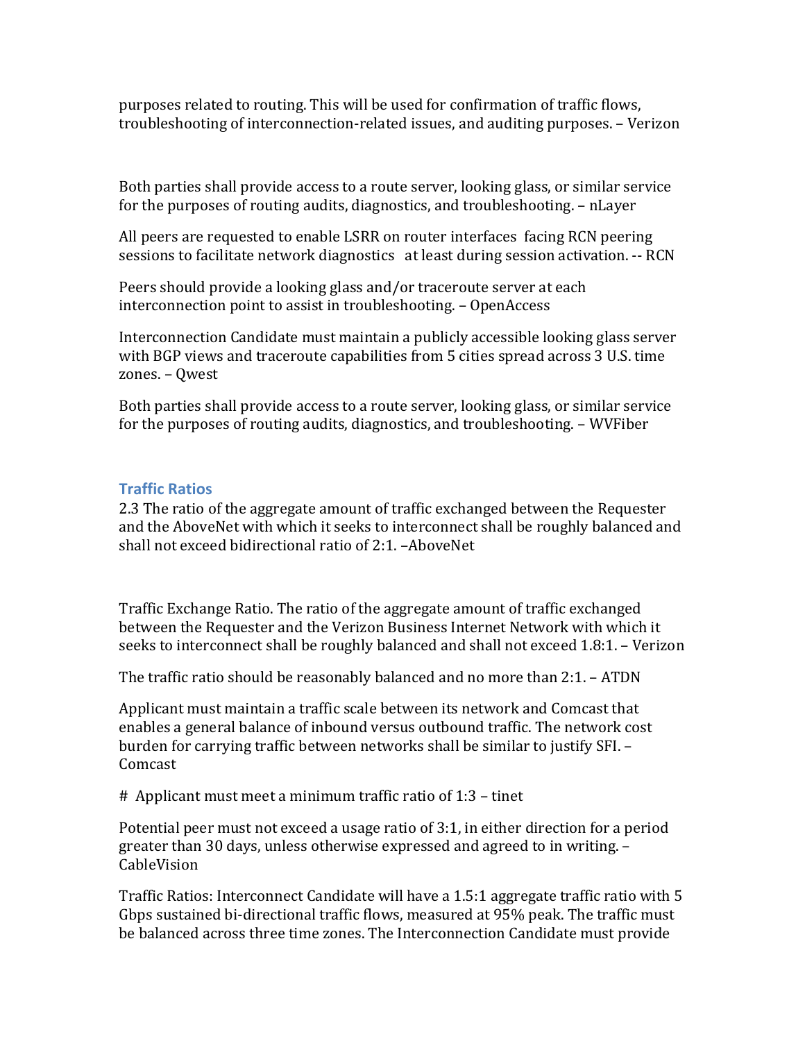purposes related to routing. This will be used for confirmation of traffic flows, troubleshooting of interconnection-related issues, and auditing purposes. – Verizon

Both parties shall provide access to a route server, looking glass, or similar service for the purposes of routing audits, diagnostics, and troubleshooting. – nLayer

All peers are requested to enable LSRR on router interfaces facing RCN peering sessions to facilitate network diagnostics at least during session activation. -- RCN

Peers should provide a looking glass and/or traceroute server at each interconnection point to assist in troubleshooting. – OpenAccess

Interconnection Candidate must maintain a publicly accessible looking glass server with BGP views and traceroute capabilities from 5 cities spread across 3 U.S. time zones. – Qwest

Both parties shall provide access to a route server, looking glass, or similar service for the purposes of routing audits, diagnostics, and troubleshooting. – WVFiber

### Traffic Ratios

2.3 The ratio of the aggregate amount of traffic exchanged between the Requester and the AboveNet with which it seeks to interconnect shall be roughly balanced and shall not exceed bidirectional ratio of 2:1. –AboveNet

Traffic Exchange Ratio. The ratio of the aggregate amount of traffic exchanged between the Requester and the Verizon Business Internet Network with which it seeks to interconnect shall be roughly balanced and shall not exceed 1.8:1. – Verizon

The traffic ratio should be reasonably balanced and no more than 2:1. – ATDN

Applicant must maintain a traffic scale between its network and Comcast that enables a general balance of inbound versus outbound traffic. The network cost burden for carrying traffic between networks shall be similar to justify SFI. – Comcast

# Applicant must meet a minimum traffic ratio of 1:3 – tinet

Potential peer must not exceed a usage ratio of 3:1, in either direction for a period greater than 30 days, unless otherwise expressed and agreed to in writing. – CableVision

Traffic Ratios: Interconnect Candidate will have a 1.5:1 aggregate traffic ratio with 5 Gbps sustained bi-directional traffic flows, measured at 95% peak. The traffic must be balanced across three time zones. The Interconnection Candidate must provide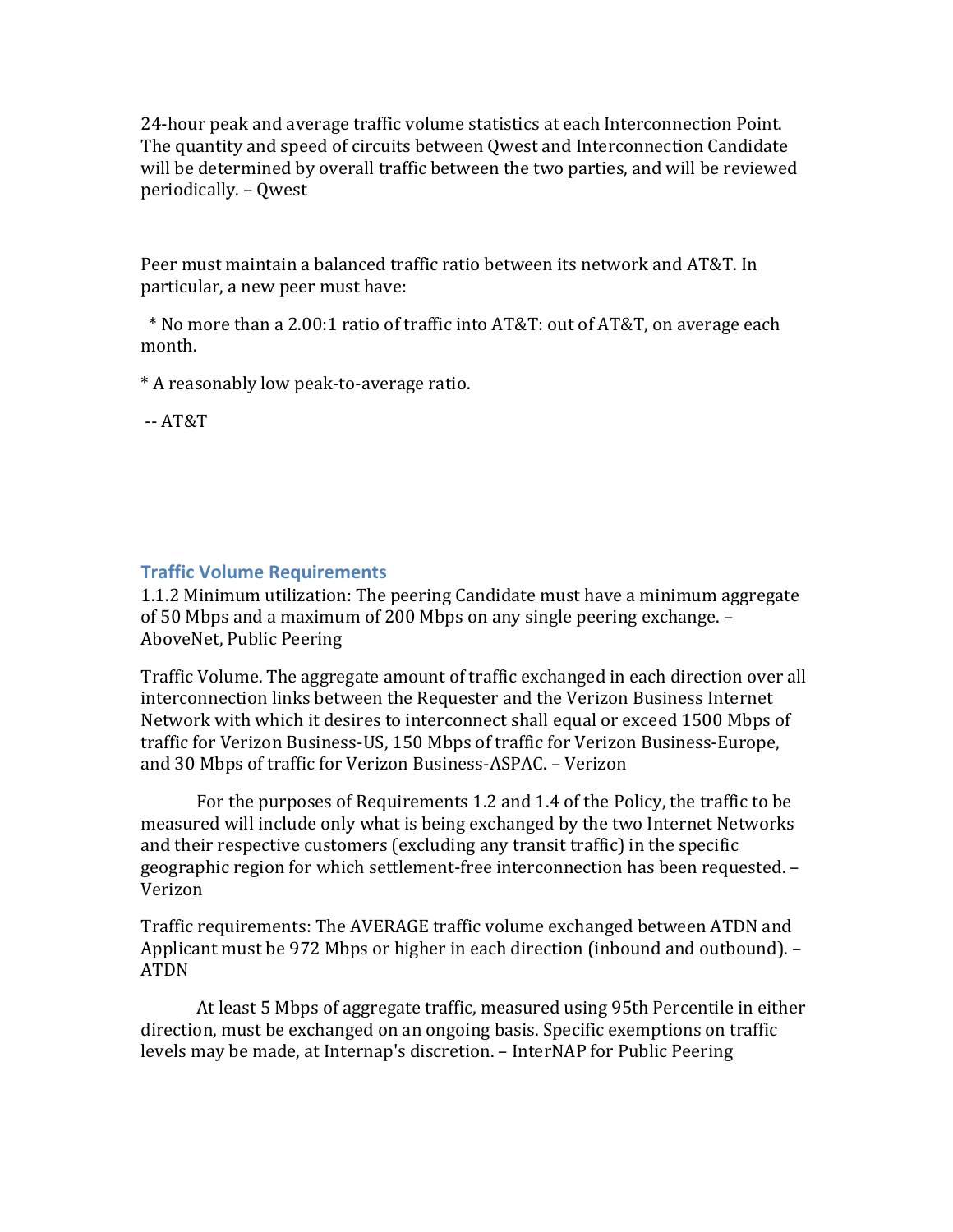24-hour peak and average traffic volume statistics at each Interconnection Point. The quantity and speed of circuits between Qwest and Interconnection Candidate will be determined by overall traffic between the two parties, and will be reviewed periodically. – Qwest

Peer must maintain a balanced traffic ratio between its network and AT&T. In particular, a new peer must have:

* No more than a 2.00:1 ratio of traffic into AT&T: out of AT&T, on average each month.

* A reasonably low peak-to-average ratio.

-- AT&T

### Traffic Volume Requirements

1.1.2 Minimum utilization: The peering Candidate must have a minimum aggregate of 50 Mbps and a maximum of 200 Mbps on any single peering exchange. – AboveNet, Public Peering

Traffic Volume. The aggregate amount of traffic exchanged in each direction over all interconnection links between the Requester and the Verizon Business Internet Network with which it desires to interconnect shall equal or exceed 1500 Mbps of traffic for Verizon Business-US, 150 Mbps of traffic for Verizon Business-Europe, and 30 Mbps of traffic for Verizon Business-ASPAC. – Verizon

For the purposes of Requirements 1.2 and 1.4 of the Policy, the traffic to be measured will include only what is being exchanged by the two Internet Networks and their respective customers (excluding any transit traffic) in the specific geographic region for which settlement-free interconnection has been requested. – Verizon

Traffic requirements: The AVERAGE traffic volume exchanged between ATDN and Applicant must be 972 Mbps or higher in each direction (inbound and outbound). – ATDN

At least 5 Mbps of aggregate traffic, measured using 95th Percentile in either direction, must be exchanged on an ongoing basis. Specific exemptions on traffic levels may be made, at Internap's discretion. – InterNAP for Public Peering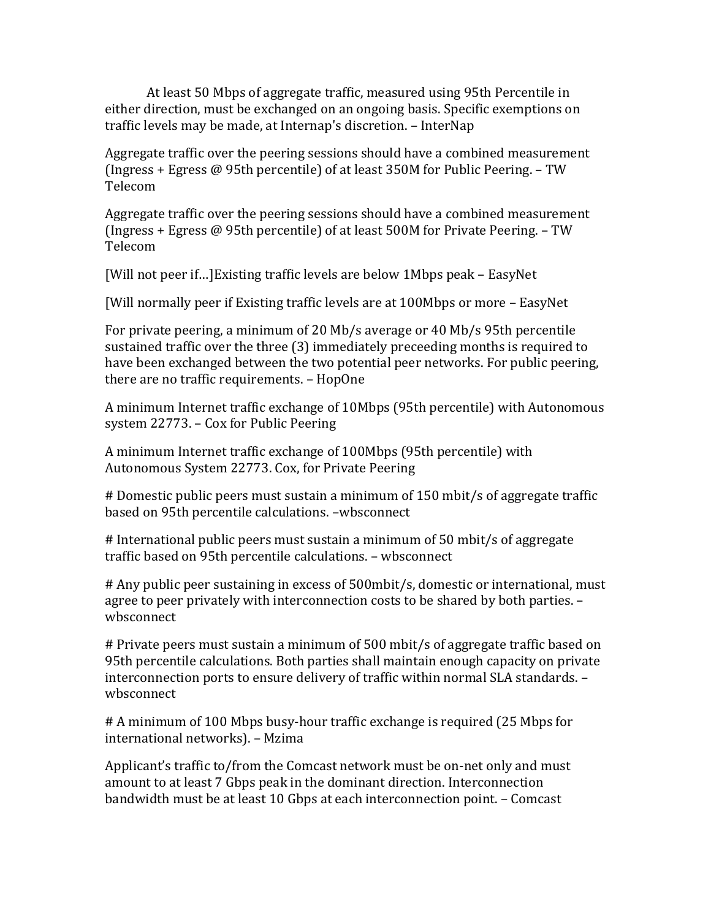At least 50 Mbps of aggregate traffic, measured using 95th Percentile in either direction, must be exchanged on an ongoing basis. Specific exemptions on traffic levels may be made, at Internap's discretion. – InterNap

Aggregate traffic over the peering sessions should have a combined measurement (Ingress + Egress @ 95th percentile) of at least 350M for Public Peering. – TW Telecom

Aggregate traffic over the peering sessions should have a combined measurement (Ingress + Egress @ 95th percentile) of at least 500M for Private Peering. – TW Telecom

[Will not peer if…]Existing traffic levels are below 1Mbps peak – EasyNet

[Will normally peer if Existing traffic levels are at 100Mbps or more – EasyNet

For private peering, a minimum of 20 Mb/s average or 40 Mb/s 95th percentile sustained traffic over the three (3) immediately preceeding months is required to have been exchanged between the two potential peer networks. For public peering, there are no traffic requirements. – HopOne

A minimum Internet traffic exchange of 10Mbps (95th percentile) with Autonomous system 22773. – Cox for Public Peering

A minimum Internet traffic exchange of 100Mbps (95th percentile) with Autonomous System 22773. Cox, for Private Peering

# Domestic public peers must sustain a minimum of 150 mbit/s of aggregate traffic based on 95th percentile calculations. –wbsconnect

# International public peers must sustain a minimum of 50 mbit/s of aggregate traffic based on 95th percentile calculations. – wbsconnect

# Any public peer sustaining in excess of 500mbit/s, domestic or international, must agree to peer privately with interconnection costs to be shared by both parties. – wbsconnect

# Private peers must sustain a minimum of 500 mbit/s of aggregate traffic based on 95th percentile calculations. Both parties shall maintain enough capacity on private interconnection ports to ensure delivery of traffic within normal SLA standards. – wbsconnect

# A minimum of 100 Mbps busy-hour traffic exchange is required (25 Mbps for international networks). – Mzima

Applicant's traffic to/from the Comcast network must be on-net only and must amount to at least 7 Gbps peak in the dominant direction. Interconnection bandwidth must be at least 10 Gbps at each interconnection point. – Comcast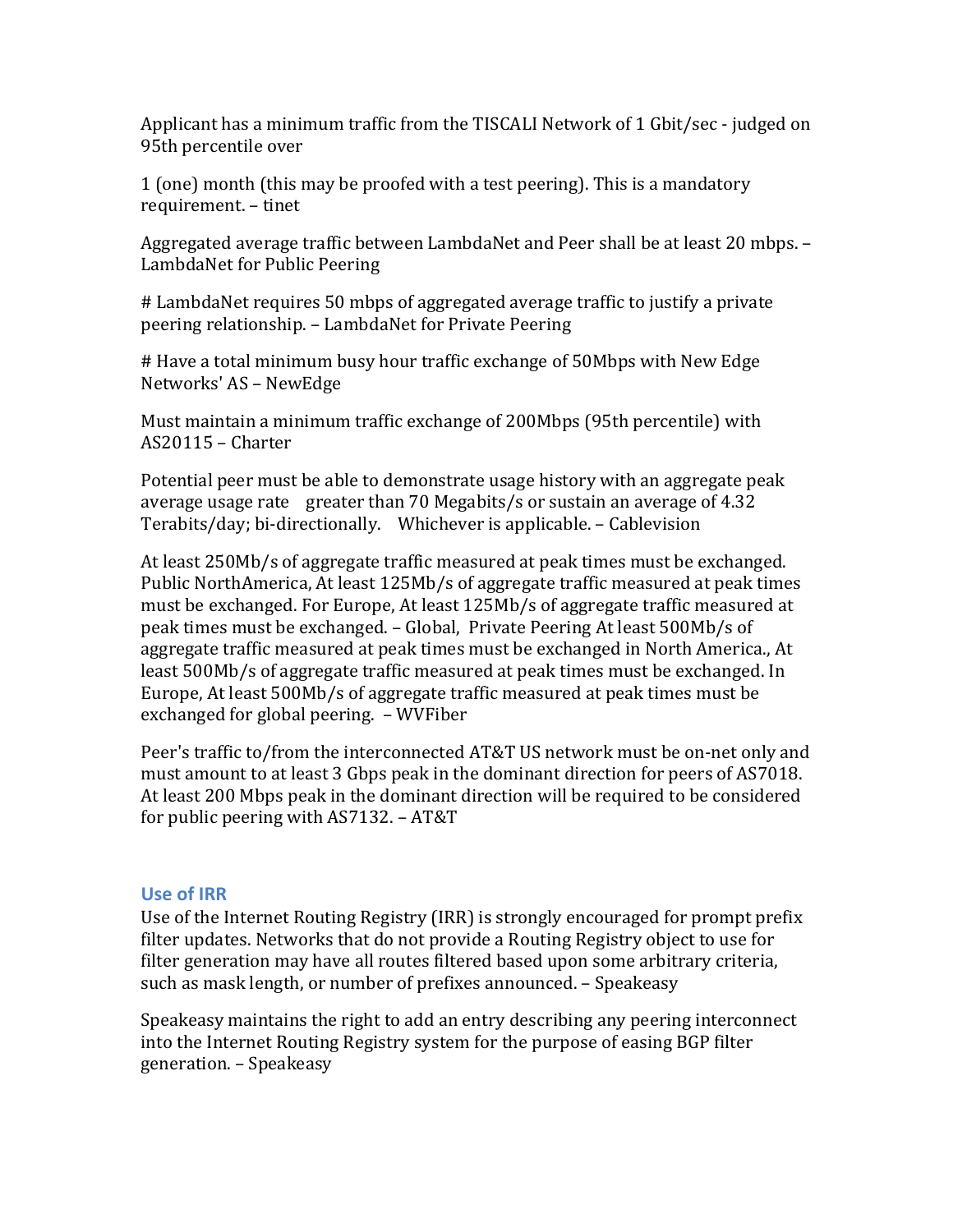Applicant has a minimum traffic from the TISCALI Network of 1 Gbit/sec - judged on 95th percentile over

1 (one) month (this may be proofed with a test peering). This is a mandatory requirement. – tinet

Aggregated average traffic between LambdaNet and Peer shall be at least 20 mbps. – LambdaNet for Public Peering

# LambdaNet requires 50 mbps of aggregated average traffic to justify a private peering relationship. – LambdaNet for Private Peering

# Have a total minimum busy hour traffic exchange of 50Mbps with New Edge Networks' AS – NewEdge

Must maintain a minimum traffic exchange of 200Mbps (95th percentile) with AS20115 – Charter

Potential peer must be able to demonstrate usage history with an aggregate peak average usage rate greater than 70 Megabits/s or sustain an average of 4.32 Terabits/day; bi-directionally. Whichever is applicable. – Cablevision

At least 250Mb/s of aggregate traffic measured at peak times must be exchanged. Public NorthAmerica, At least 125Mb/s of aggregate traffic measured at peak times must be exchanged. For Europe, At least 125Mb/s of aggregate traffic measured at peak times must be exchanged. – Global, Private Peering At least 500Mb/s of aggregate traffic measured at peak times must be exchanged in North America., At least 500Mb/s of aggregate traffic measured at peak times must be exchanged. In Europe, At least 500Mb/s of aggregate traffic measured at peak times must be exchanged for global peering. – WVFiber

Peer's traffic to/from the interconnected AT&T US network must be on-net only and must amount to at least 3 Gbps peak in the dominant direction for peers of AS7018. At least 200 Mbps peak in the dominant direction will be required to be considered for public peering with AS7132. – AT&T

## Use of IRR

Use of the Internet Routing Registry (IRR) is strongly encouraged for prompt prefix filter updates. Networks that do not provide a Routing Registry object to use for filter generation may have all routes filtered based upon some arbitrary criteria, such as mask length, or number of prefixes announced. – Speakeasy

Speakeasy maintains the right to add an entry describing any peering interconnect into the Internet Routing Registry system for the purpose of easing BGP filter generation. – Speakeasy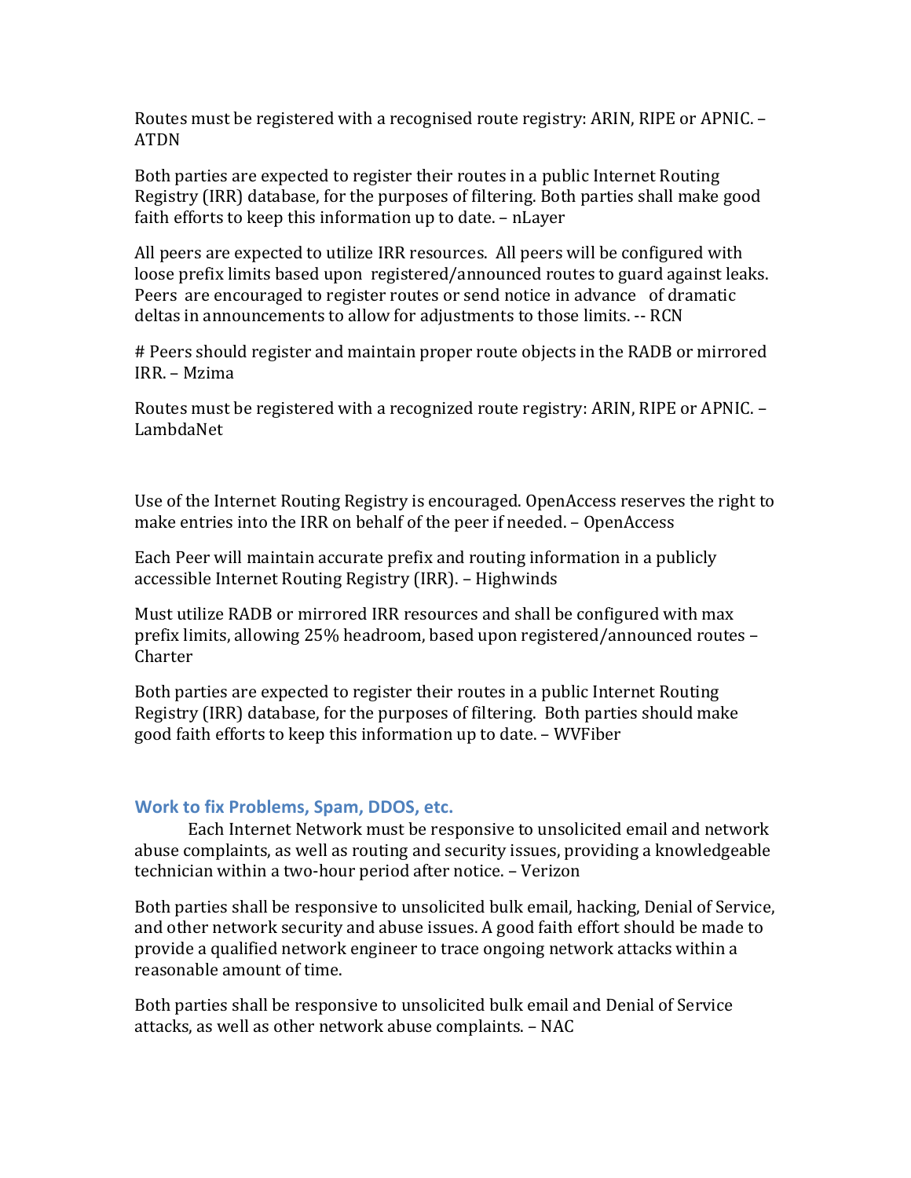Routes must be registered with a recognised route registry: ARIN, RIPE or APNIC. – ATDN

Both parties are expected to register their routes in a public Internet Routing Registry (IRR) database, for the purposes of filtering. Both parties shall make good faith efforts to keep this information up to date. – nLayer

All peers are expected to utilize IRR resources. All peers will be configured with loose prefix limits based upon registered/announced routes to guard against leaks. Peers are encouraged to register routes or send notice in advance of dramatic deltas in announcements to allow for adjustments to those limits. -- RCN

# Peers should register and maintain proper route objects in the RADB or mirrored IRR. – Mzima

Routes must be registered with a recognized route registry: ARIN, RIPE or APNIC. – LambdaNet

Use of the Internet Routing Registry is encouraged. OpenAccess reserves the right to make entries into the IRR on behalf of the peer if needed. – OpenAccess

Each Peer will maintain accurate prefix and routing information in a publicly accessible Internet Routing Registry (IRR). – Highwinds

Must utilize RADB or mirrored IRR resources and shall be configured with max prefix limits, allowing 25% headroom, based upon registered/announced routes – Charter

Both parties are expected to register their routes in a public Internet Routing Registry (IRR) database, for the purposes of filtering. Both parties should make good faith efforts to keep this information up to date. – WVFiber

### Work to fix Problems, Spam, DDOS, etc.

Each Internet Network must be responsive to unsolicited email and network abuse complaints, as well as routing and security issues, providing a knowledgeable technician within a two-hour period after notice. – Verizon

Both parties shall be responsive to unsolicited bulk email, hacking, Denial of Service, and other network security and abuse issues. A good faith effort should be made to provide a qualified network engineer to trace ongoing network attacks within a reasonable amount of time.

Both parties shall be responsive to unsolicited bulk email and Denial of Service attacks, as well as other network abuse complaints. – NAC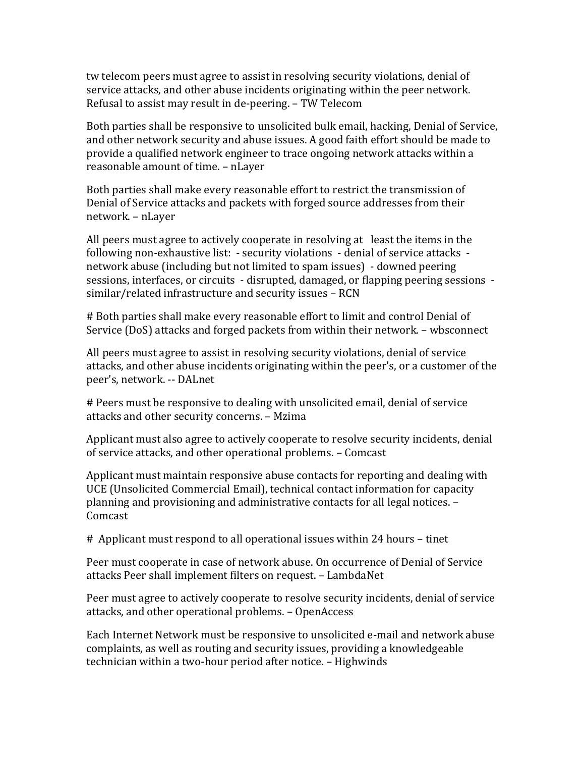tw telecom peers must agree to assist in resolving security violations, denial of service attacks, and other abuse incidents originating within the peer network. Refusal to assist may result in de-peering. – TW Telecom

Both parties shall be responsive to unsolicited bulk email, hacking, Denial of Service, and other network security and abuse issues. A good faith effort should be made to provide a qualified network engineer to trace ongoing network attacks within a reasonable amount of time. – nLayer

Both parties shall make every reasonable effort to restrict the transmission of Denial of Service attacks and packets with forged source addresses from their network. – nLayer

All peers must agree to actively cooperate in resolving at least the items in the following non-exhaustive list: - security violations - denial of service attacks - network abuse (including but not limited to spam issues) - downed peering sessions, interfaces, or circuits - disrupted, damaged, or flapping peering sessions - similar/related infrastructure and security issues – RCN

# Both parties shall make every reasonable effort to limit and control Denial of Service (DoS) attacks and forged packets from within their network. – wbsconnect

All peers must agree to assist in resolving security violations, denial of service attacks, and other abuse incidents originating within the peer's, or a customer of the peer's, network. -- DALnet

# Peers must be responsive to dealing with unsolicited email, denial of service attacks and other security concerns. – Mzima

Applicant must also agree to actively cooperate to resolve security incidents, denial of service attacks, and other operational problems. – Comcast

Applicant must maintain responsive abuse contacts for reporting and dealing with UCE (Unsolicited Commercial Email), technical contact information for capacity planning and provisioning and administrative contacts for all legal notices. – Comcast

# Applicant must respond to all operational issues within 24 hours – tinet

Peer must cooperate in case of network abuse. On occurrence of Denial of Service attacks Peer shall implement filters on request. – LambdaNet

Peer must agree to actively cooperate to resolve security incidents, denial of service attacks, and other operational problems. – OpenAccess

Each Internet Network must be responsive to unsolicited e-mail and network abuse complaints, as well as routing and security issues, providing a knowledgeable technician within a two-hour period after notice. – Highwinds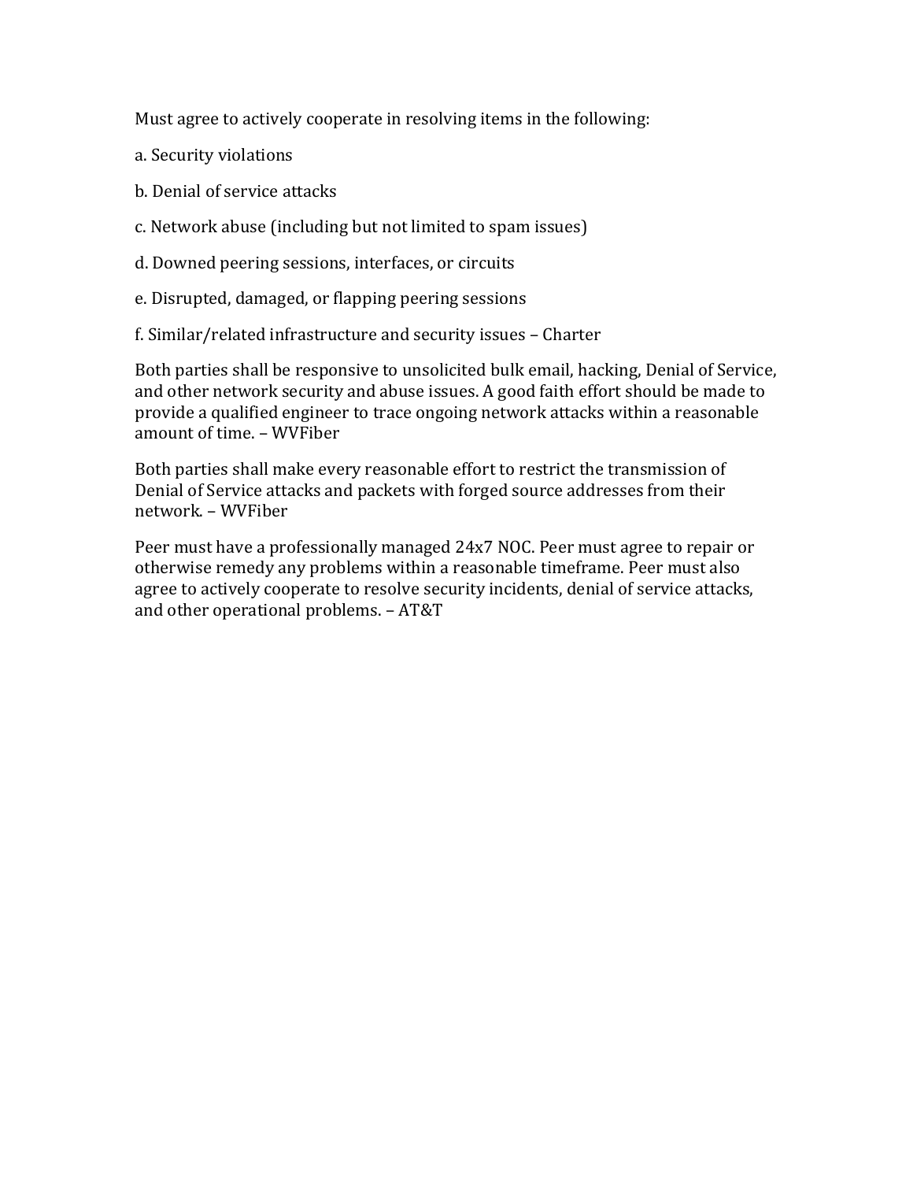Must agree to actively cooperate in resolving items in the following:

a. Security violations

b. Denial of service attacks

c. Network abuse (including but not limited to spam issues)

d. Downed peering sessions, interfaces, or circuits

e. Disrupted, damaged, or flapping peering sessions

f. Similar/related infrastructure and security issues – Charter

Both parties shall be responsive to unsolicited bulk email, hacking, Denial of Service, and other network security and abuse issues. A good faith effort should be made to provide a qualified engineer to trace ongoing network attacks within a reasonable amount of time. – WVFiber

Both parties shall make every reasonable effort to restrict the transmission of Denial of Service attacks and packets with forged source addresses from their network. – WVFiber

Peer must have a professionally managed 24x7 NOC. Peer must agree to repair or otherwise remedy any problems within a reasonable timeframe. Peer must also agree to actively cooperate to resolve security incidents, denial of service attacks, and other operational problems. – AT&T